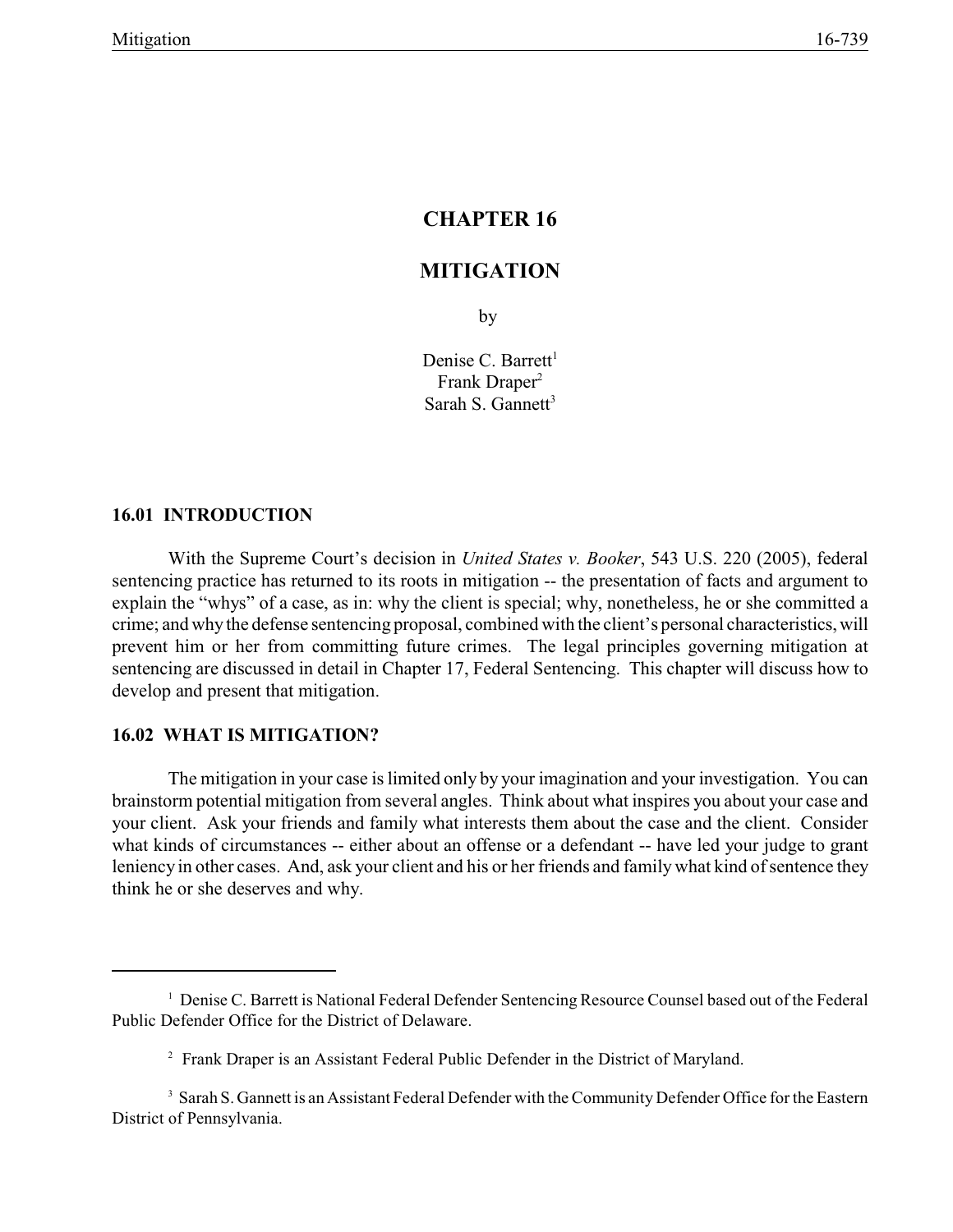# CHAPTER 16

# MITIGATION

by

Denise C. Barrett[1]
Frank Draper[2]
Sarah S. Gannett[3]

## 16.01 INTRODUCTION

With the Supreme Court's decision in *United States v. Booker*, 543 U.S. 220 (2005), federal sentencing practice has returned to its roots in mitigation -- the presentation of facts and argument to explain the "whys" of a case, as in: why the client is special; why, nonetheless, he or she committed a crime; and why the defense sentencing proposal, combined with the client's personal characteristics, will prevent him or her from committing future crimes. The legal principles governing mitigation at sentencing are discussed in detail in Chapter 17, Federal Sentencing. This chapter will discuss how to develop and present that mitigation.

## 16.02 WHAT IS MITIGATION?

The mitigation in your case is limited only by your imagination and your investigation. You can brainstorm potential mitigation from several angles. Think about what inspires you about your case and your client. Ask your friends and family what interests them about the case and the client. Consider what kinds of circumstances -- either about an offense or a defendant -- have led your judge to grant leniency in other cases. And, ask your client and his or her friends and family what kind of sentence they think he or she deserves and why.

---

[1] Denise C. Barrett is National Federal Defender Sentencing Resource Counsel based out of the Federal Public Defender Office for the District of Delaware.

[2] Frank Draper is an Assistant Federal Public Defender in the District of Maryland.

[3] Sarah S. Gannett is an Assistant Federal Defender with the Community Defender Office for the Eastern District of Pennsylvania.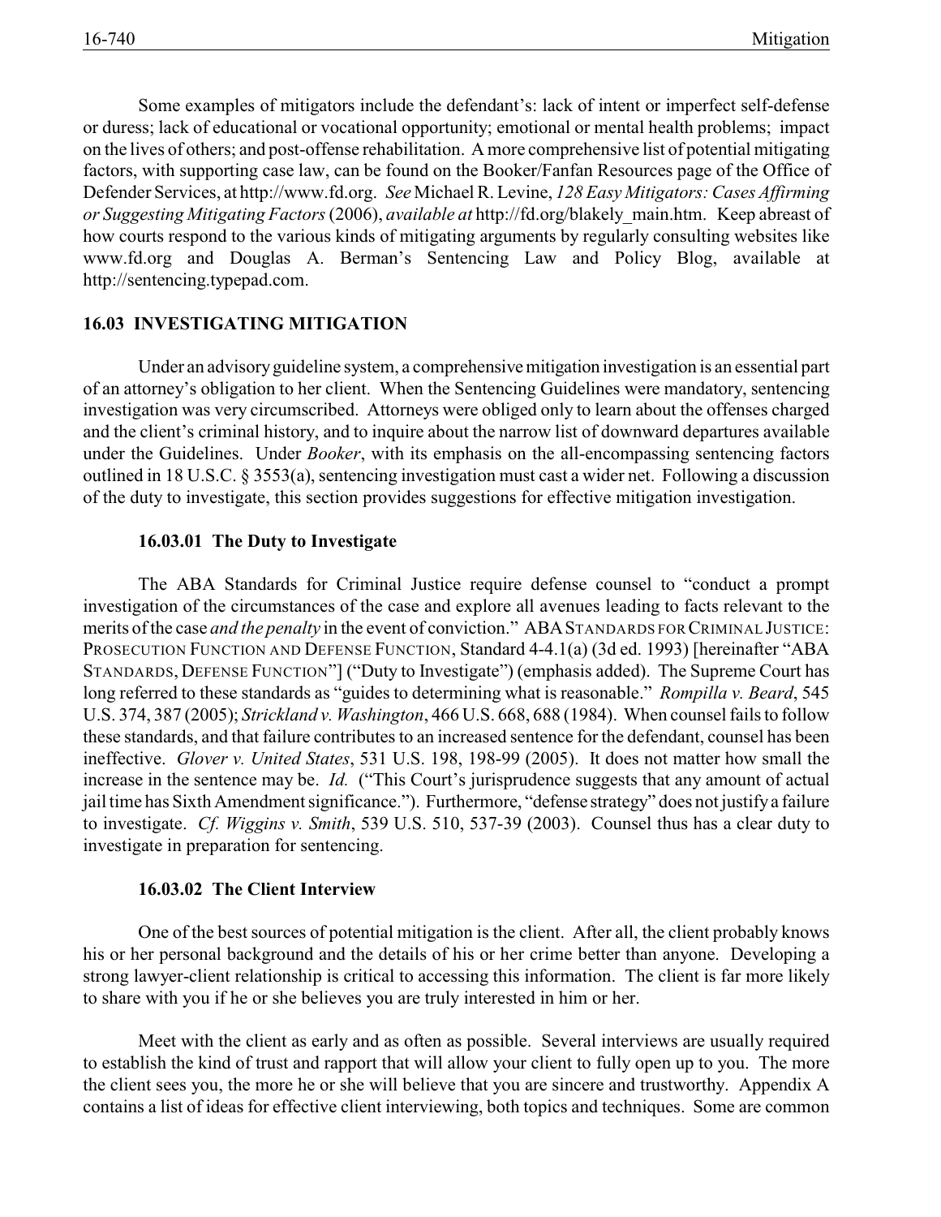Some examples of mitigators include the defendant's: lack of intent or imperfect self-defense or duress; lack of educational or vocational opportunity; emotional or mental health problems; impact on the lives of others; and post-offense rehabilitation. A more comprehensive list of potential mitigating factors, with supporting case law, can be found on the Booker/Fanfan Resources page of the Office of Defender Services, at http://www.fd.org. *See* Michael R. Levine, *128 Easy Mitigators: Cases Affirming or Suggesting Mitigating Factors* (2006), *available at* http://fd.org/blakely_main.htm. Keep abreast of how courts respond to the various kinds of mitigating arguments by regularly consulting websites like www.fd.org and Douglas A. Berman's Sentencing Law and Policy Blog, available at http://sentencing.typepad.com.

## 16.03 INVESTIGATING MITIGATION

Under an advisory guideline system, a comprehensive mitigation investigation is an essential part of an attorney's obligation to her client. When the Sentencing Guidelines were mandatory, sentencing investigation was very circumscribed. Attorneys were obliged only to learn about the offenses charged and the client's criminal history, and to inquire about the narrow list of downward departures available under the Guidelines. Under *Booker*, with its emphasis on the all-encompassing sentencing factors outlined in 18 U.S.C. § 3553(a), sentencing investigation must cast a wider net. Following a discussion of the duty to investigate, this section provides suggestions for effective mitigation investigation.

### 16.03.01 The Duty to Investigate

The ABA Standards for Criminal Justice require defense counsel to "conduct a prompt investigation of the circumstances of the case and explore all avenues leading to facts relevant to the merits of the case *and the penalty* in the event of conviction." ABA STANDARDS FOR CRIMINAL JUSTICE: PROSECUTION FUNCTION AND DEFENSE FUNCTION, Standard 4-4.1(a) (3d ed. 1993) [hereinafter "ABA STANDARDS, DEFENSE FUNCTION"] ("Duty to Investigate") (emphasis added). The Supreme Court has long referred to these standards as "guides to determining what is reasonable." *Rompilla v. Beard*, 545 U.S. 374, 387 (2005); *Strickland v. Washington*, 466 U.S. 668, 688 (1984). When counsel fails to follow these standards, and that failure contributes to an increased sentence for the defendant, counsel has been ineffective. *Glover v. United States*, 531 U.S. 198, 198-99 (2005). It does not matter how small the increase in the sentence may be. *Id.* ("This Court's jurisprudence suggests that any amount of actual jail time has Sixth Amendment significance."). Furthermore, "defense strategy" does not justify a failure to investigate. *Cf. Wiggins v. Smith*, 539 U.S. 510, 537-39 (2003). Counsel thus has a clear duty to investigate in preparation for sentencing.

### 16.03.02 The Client Interview

One of the best sources of potential mitigation is the client. After all, the client probably knows his or her personal background and the details of his or her crime better than anyone. Developing a strong lawyer-client relationship is critical to accessing this information. The client is far more likely to share with you if he or she believes you are truly interested in him or her.

Meet with the client as early and as often as possible. Several interviews are usually required to establish the kind of trust and rapport that will allow your client to fully open up to you. The more the client sees you, the more he or she will believe that you are sincere and trustworthy. Appendix A contains a list of ideas for effective client interviewing, both topics and techniques. Some are common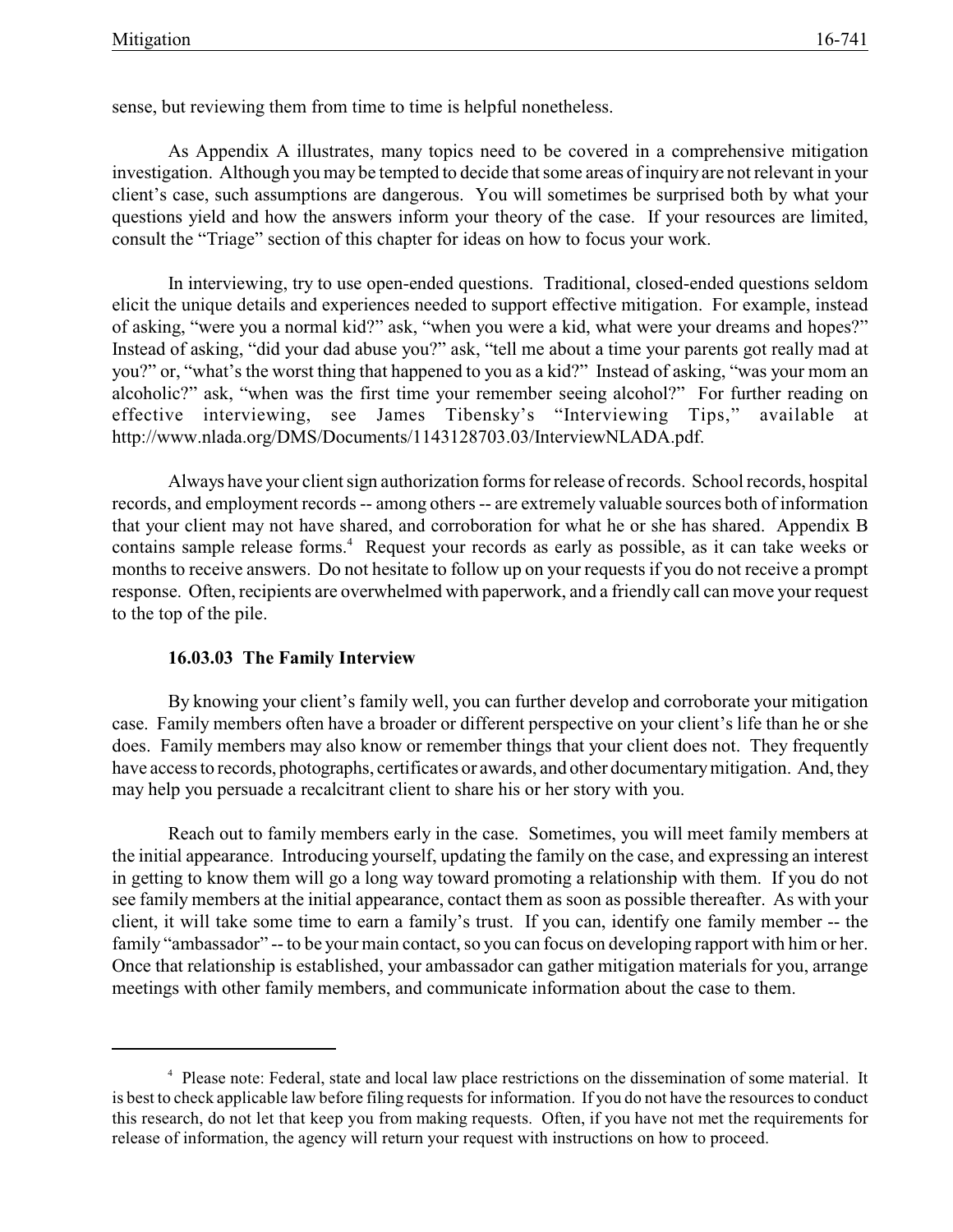sense, but reviewing them from time to time is helpful nonetheless.

As Appendix A illustrates, many topics need to be covered in a comprehensive mitigation investigation. Although you may be tempted to decide that some areas of inquiry are not relevant in your client's case, such assumptions are dangerous. You will sometimes be surprised both by what your questions yield and how the answers inform your theory of the case. If your resources are limited, consult the "Triage" section of this chapter for ideas on how to focus your work.

In interviewing, try to use open-ended questions. Traditional, closed-ended questions seldom elicit the unique details and experiences needed to support effective mitigation. For example, instead of asking, "were you a normal kid?" ask, "when you were a kid, what were your dreams and hopes?" Instead of asking, "did your dad abuse you?" ask, "tell me about a time your parents got really mad at you?" or, "what's the worst thing that happened to you as a kid?" Instead of asking, "was your mom an alcoholic?" ask, "when was the first time your remember seeing alcohol?" For further reading on effective interviewing, see James Tibensky's "Interviewing Tips," available at http://www.nlada.org/DMS/Documents/1143128703.03/InterviewNLADA.pdf.

Always have your client sign authorization forms for release of records. School records, hospital records, and employment records -- among others -- are extremely valuable sources both of information that your client may not have shared, and corroboration for what he or she has shared. Appendix B contains sample release forms.[4] Request your records as early as possible, as it can take weeks or months to receive answers. Do not hesitate to follow up on your requests if you do not receive a prompt response. Often, recipients are overwhelmed with paperwork, and a friendly call can move your request to the top of the pile.

### 16.03.03 The Family Interview

By knowing your client's family well, you can further develop and corroborate your mitigation case. Family members often have a broader or different perspective on your client's life than he or she does. Family members may also know or remember things that your client does not. They frequently have access to records, photographs, certificates or awards, and other documentary mitigation. And, they may help you persuade a recalcitrant client to share his or her story with you.

Reach out to family members early in the case. Sometimes, you will meet family members at the initial appearance. Introducing yourself, updating the family on the case, and expressing an interest in getting to know them will go a long way toward promoting a relationship with them. If you do not see family members at the initial appearance, contact them as soon as possible thereafter. As with your client, it will take some time to earn a family's trust. If you can, identify one family member -- the family "ambassador" -- to be your main contact, so you can focus on developing rapport with him or her. Once that relationship is established, your ambassador can gather mitigation materials for you, arrange meetings with other family members, and communicate information about the case to them.

---

[4] Please note: Federal, state and local law place restrictions on the dissemination of some material. It is best to check applicable law before filing requests for information. If you do not have the resources to conduct this research, do not let that keep you from making requests. Often, if you have not met the requirements for release of information, the agency will return your request with instructions on how to proceed.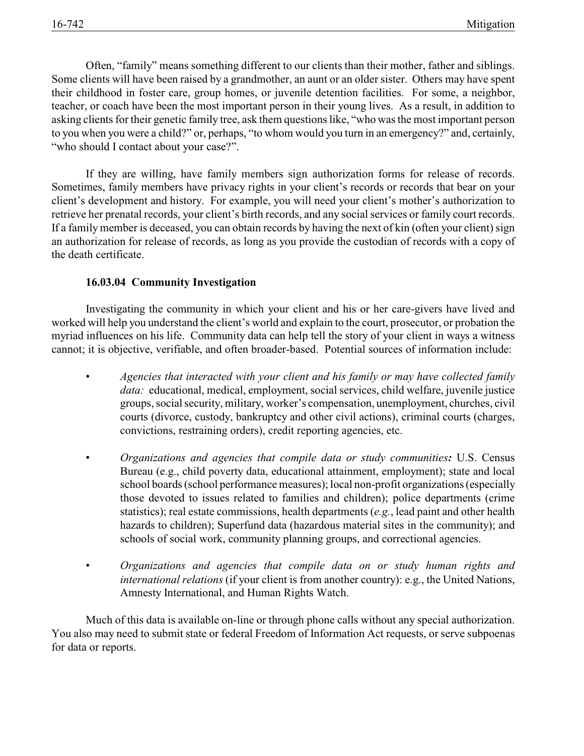Often, "family" means something different to our clients than their mother, father and siblings. Some clients will have been raised by a grandmother, an aunt or an older sister. Others may have spent their childhood in foster care, group homes, or juvenile detention facilities. For some, a neighbor, teacher, or coach have been the most important person in their young lives. As a result, in addition to asking clients for their genetic family tree, ask them questions like, "who was the most important person to you when you were a child?" or, perhaps, "to whom would you turn in an emergency?" and, certainly, "who should I contact about your case?".

If they are willing, have family members sign authorization forms for release of records. Sometimes, family members have privacy rights in your client's records or records that bear on your client's development and history. For example, you will need your client's mother's authorization to retrieve her prenatal records, your client's birth records, and any social services or family court records. If a family member is deceased, you can obtain records by having the next of kin (often your client) sign an authorization for release of records, as long as you provide the custodian of records with a copy of the death certificate.

### 16.03.04 Community Investigation

Investigating the community in which your client and his or her care-givers have lived and worked will help you understand the client's world and explain to the court, prosecutor, or probation the myriad influences on his life. Community data can help tell the story of your client in ways a witness cannot; it is objective, verifiable, and often broader-based. Potential sources of information include:

- *Agencies that interacted with your client and his family or may have collected family data:* educational, medical, employment, social services, child welfare, juvenile justice groups, social security, military, worker's compensation, unemployment, churches, civil courts (divorce, custody, bankruptcy and other civil actions), criminal courts (charges, convictions, restraining orders), credit reporting agencies, etc.

- *Organizations and agencies that compile data or study communities:* U.S. Census Bureau (e.g., child poverty data, educational attainment, employment); state and local school boards (school performance measures); local non-profit organizations (especially those devoted to issues related to families and children); police departments (crime statistics); real estate commissions, health departments (*e.g.*, lead paint and other health hazards to children); Superfund data (hazardous material sites in the community); and schools of social work, community planning groups, and correctional agencies.

- *Organizations and agencies that compile data on or study human rights and international relations* (if your client is from another country): e.g., the United Nations, Amnesty International, and Human Rights Watch.

Much of this data is available on-line or through phone calls without any special authorization. You also may need to submit state or federal Freedom of Information Act requests, or serve subpoenas for data or reports.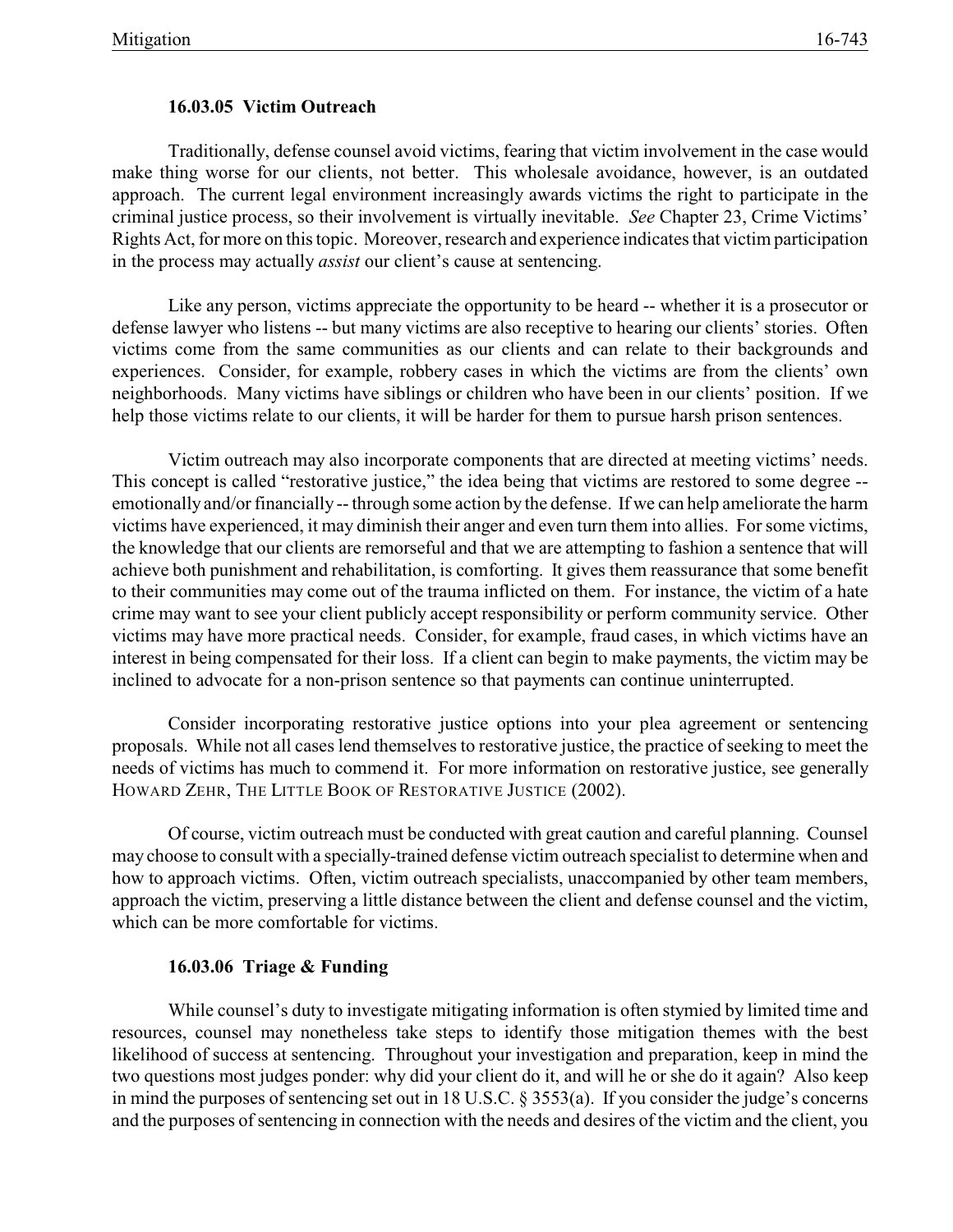### 16.03.05 Victim Outreach

Traditionally, defense counsel avoid victims, fearing that victim involvement in the case would make thing worse for our clients, not better. This wholesale avoidance, however, is an outdated approach. The current legal environment increasingly awards victims the right to participate in the criminal justice process, so their involvement is virtually inevitable. *See* Chapter 23, Crime Victims' Rights Act, for more on this topic. Moreover, research and experience indicates that victim participation in the process may actually *assist* our client's cause at sentencing.

Like any person, victims appreciate the opportunity to be heard -- whether it is a prosecutor or defense lawyer who listens -- but many victims are also receptive to hearing our clients' stories. Often victims come from the same communities as our clients and can relate to their backgrounds and experiences. Consider, for example, robbery cases in which the victims are from the clients' own neighborhoods. Many victims have siblings or children who have been in our clients' position. If we help those victims relate to our clients, it will be harder for them to pursue harsh prison sentences.

Victim outreach may also incorporate components that are directed at meeting victims' needs. This concept is called "restorative justice," the idea being that victims are restored to some degree -- emotionally and/or financially -- through some action by the defense. If we can help ameliorate the harm victims have experienced, it may diminish their anger and even turn them into allies. For some victims, the knowledge that our clients are remorseful and that we are attempting to fashion a sentence that will achieve both punishment and rehabilitation, is comforting. It gives them reassurance that some benefit to their communities may come out of the trauma inflicted on them. For instance, the victim of a hate crime may want to see your client publicly accept responsibility or perform community service. Other victims may have more practical needs. Consider, for example, fraud cases, in which victims have an interest in being compensated for their loss. If a client can begin to make payments, the victim may be inclined to advocate for a non-prison sentence so that payments can continue uninterrupted.

Consider incorporating restorative justice options into your plea agreement or sentencing proposals. While not all cases lend themselves to restorative justice, the practice of seeking to meet the needs of victims has much to commend it. For more information on restorative justice, see generally HOWARD ZEHR, THE LITTLE BOOK OF RESTORATIVE JUSTICE (2002).

Of course, victim outreach must be conducted with great caution and careful planning. Counsel may choose to consult with a specially-trained defense victim outreach specialist to determine when and how to approach victims. Often, victim outreach specialists, unaccompanied by other team members, approach the victim, preserving a little distance between the client and defense counsel and the victim, which can be more comfortable for victims.

### 16.03.06 Triage & Funding

While counsel's duty to investigate mitigating information is often stymied by limited time and resources, counsel may nonetheless take steps to identify those mitigation themes with the best likelihood of success at sentencing. Throughout your investigation and preparation, keep in mind the two questions most judges ponder: why did your client do it, and will he or she do it again? Also keep in mind the purposes of sentencing set out in 18 U.S.C. § 3553(a). If you consider the judge's concerns and the purposes of sentencing in connection with the needs and desires of the victim and the client, you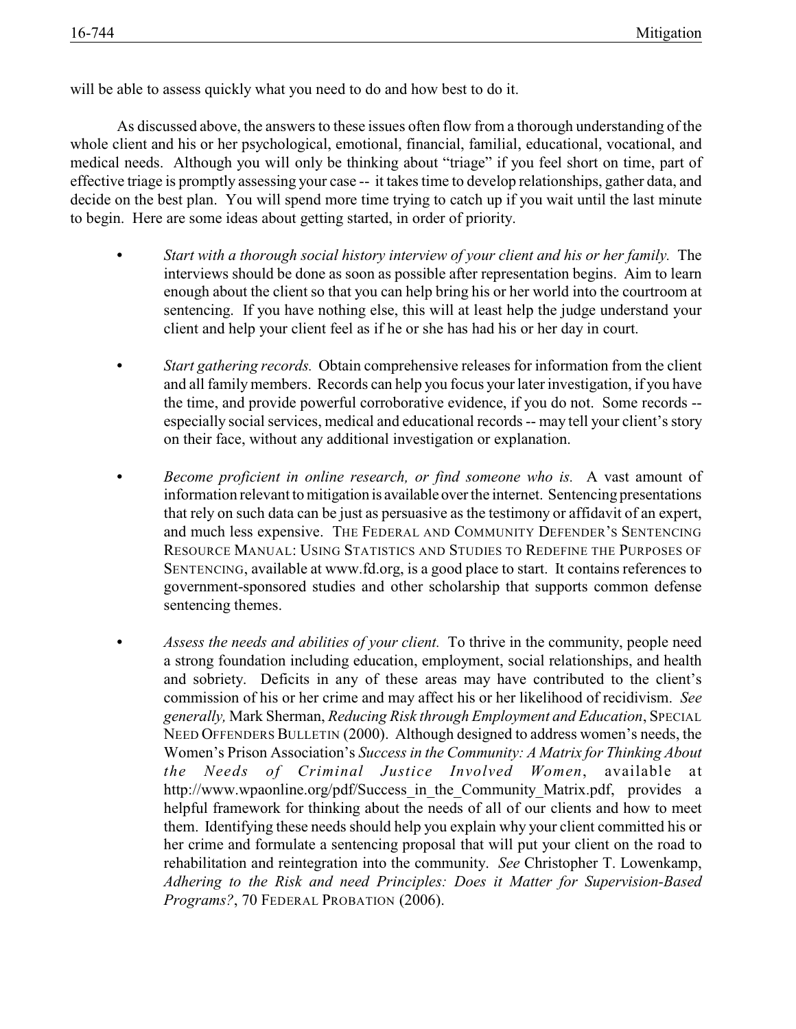will be able to assess quickly what you need to do and how best to do it.

As discussed above, the answers to these issues often flow from a thorough understanding of the whole client and his or her psychological, emotional, financial, familial, educational, vocational, and medical needs. Although you will only be thinking about "triage" if you feel short on time, part of effective triage is promptly assessing your case -- it takes time to develop relationships, gather data, and decide on the best plan. You will spend more time trying to catch up if you wait until the last minute to begin. Here are some ideas about getting started, in order of priority.

- *Start with a thorough social history interview of your client and his or her family.* The interviews should be done as soon as possible after representation begins. Aim to learn enough about the client so that you can help bring his or her world into the courtroom at sentencing. If you have nothing else, this will at least help the judge understand your client and help your client feel as if he or she has had his or her day in court.

- *Start gathering records.* Obtain comprehensive releases for information from the client and all family members. Records can help you focus your later investigation, if you have the time, and provide powerful corroborative evidence, if you do not. Some records -- especially social services, medical and educational records -- may tell your client's story on their face, without any additional investigation or explanation.

- *Become proficient in online research, or find someone who is.* A vast amount of information relevant to mitigation is available over the internet. Sentencing presentations that rely on such data can be just as persuasive as the testimony or affidavit of an expert, and much less expensive. THE FEDERAL AND COMMUNITY DEFENDER'S SENTENCING RESOURCE MANUAL: USING STATISTICS AND STUDIES TO REDEFINE THE PURPOSES OF SENTENCING, available at www.fd.org, is a good place to start. It contains references to government-sponsored studies and other scholarship that supports common defense sentencing themes.

- *Assess the needs and abilities of your client.* To thrive in the community, people need a strong foundation including education, employment, social relationships, and health and sobriety. Deficits in any of these areas may have contributed to the client's commission of his or her crime and may affect his or her likelihood of recidivism. *See generally,* Mark Sherman, *Reducing Risk through Employment and Education*, SPECIAL NEED OFFENDERS BULLETIN (2000). Although designed to address women's needs, the Women's Prison Association's *Success in the Community: A Matrix for Thinking About the Needs of Criminal Justice Involved Women*, available at http://www.wpaonline.org/pdf/Success_in_the_Community_Matrix.pdf, provides a helpful framework for thinking about the needs of all of our clients and how to meet them. Identifying these needs should help you explain why your client committed his or her crime and formulate a sentencing proposal that will put your client on the road to rehabilitation and reintegration into the community. *See* Christopher T. Lowenkamp, *Adhering to the Risk and need Principles: Does it Matter for Supervision-Based Programs?*, 70 FEDERAL PROBATION (2006).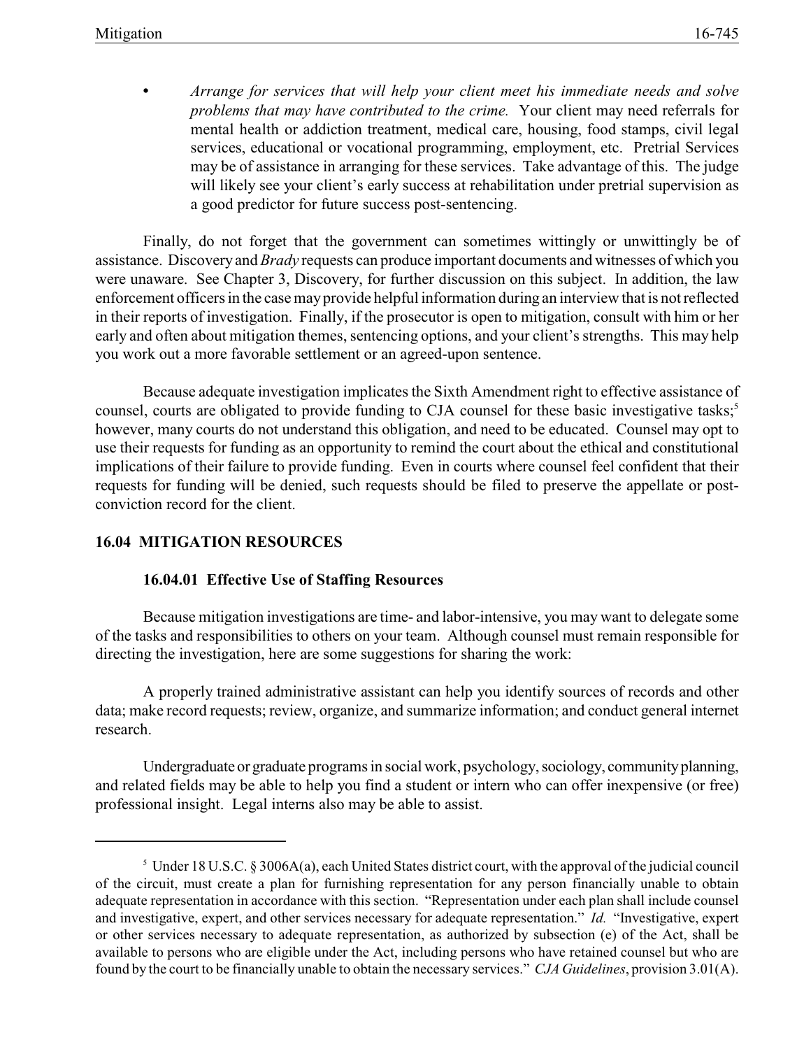- *Arrange for services that will help your client meet his immediate needs and solve problems that may have contributed to the crime.* Your client may need referrals for mental health or addiction treatment, medical care, housing, food stamps, civil legal services, educational or vocational programming, employment, etc. Pretrial Services may be of assistance in arranging for these services. Take advantage of this. The judge will likely see your client's early success at rehabilitation under pretrial supervision as a good predictor for future success post-sentencing.

Finally, do not forget that the government can sometimes wittingly or unwittingly be of assistance. Discovery and *Brady* requests can produce important documents and witnesses of which you were unaware. See Chapter 3, Discovery, for further discussion on this subject. In addition, the law enforcement officers in the case may provide helpful information during an interview that is not reflected in their reports of investigation. Finally, if the prosecutor is open to mitigation, consult with him or her early and often about mitigation themes, sentencing options, and your client's strengths. This may help you work out a more favorable settlement or an agreed-upon sentence.

Because adequate investigation implicates the Sixth Amendment right to effective assistance of counsel, courts are obligated to provide funding to CJA counsel for these basic investigative tasks;[5] however, many courts do not understand this obligation, and need to be educated. Counsel may opt to use their requests for funding as an opportunity to remind the court about the ethical and constitutional implications of their failure to provide funding. Even in courts where counsel feel confident that their requests for funding will be denied, such requests should be filed to preserve the appellate or post-conviction record for the client.

## 16.04 MITIGATION RESOURCES

### 16.04.01 Effective Use of Staffing Resources

Because mitigation investigations are time- and labor-intensive, you may want to delegate some of the tasks and responsibilities to others on your team. Although counsel must remain responsible for directing the investigation, here are some suggestions for sharing the work:

A properly trained administrative assistant can help you identify sources of records and other data; make record requests; review, organize, and summarize information; and conduct general internet research.

Undergraduate or graduate programs in social work, psychology, sociology, community planning, and related fields may be able to help you find a student or intern who can offer inexpensive (or free) professional insight. Legal interns also may be able to assist.

---

[5] Under 18 U.S.C. § 3006A(a), each United States district court, with the approval of the judicial council of the circuit, must create a plan for furnishing representation for any person financially unable to obtain adequate representation in accordance with this section. "Representation under each plan shall include counsel and investigative, expert, and other services necessary for adequate representation." *Id.* "Investigative, expert or other services necessary to adequate representation, as authorized by subsection (e) of the Act, shall be available to persons who are eligible under the Act, including persons who have retained counsel but who are found by the court to be financially unable to obtain the necessary services." *CJA Guidelines*, provision 3.01(A).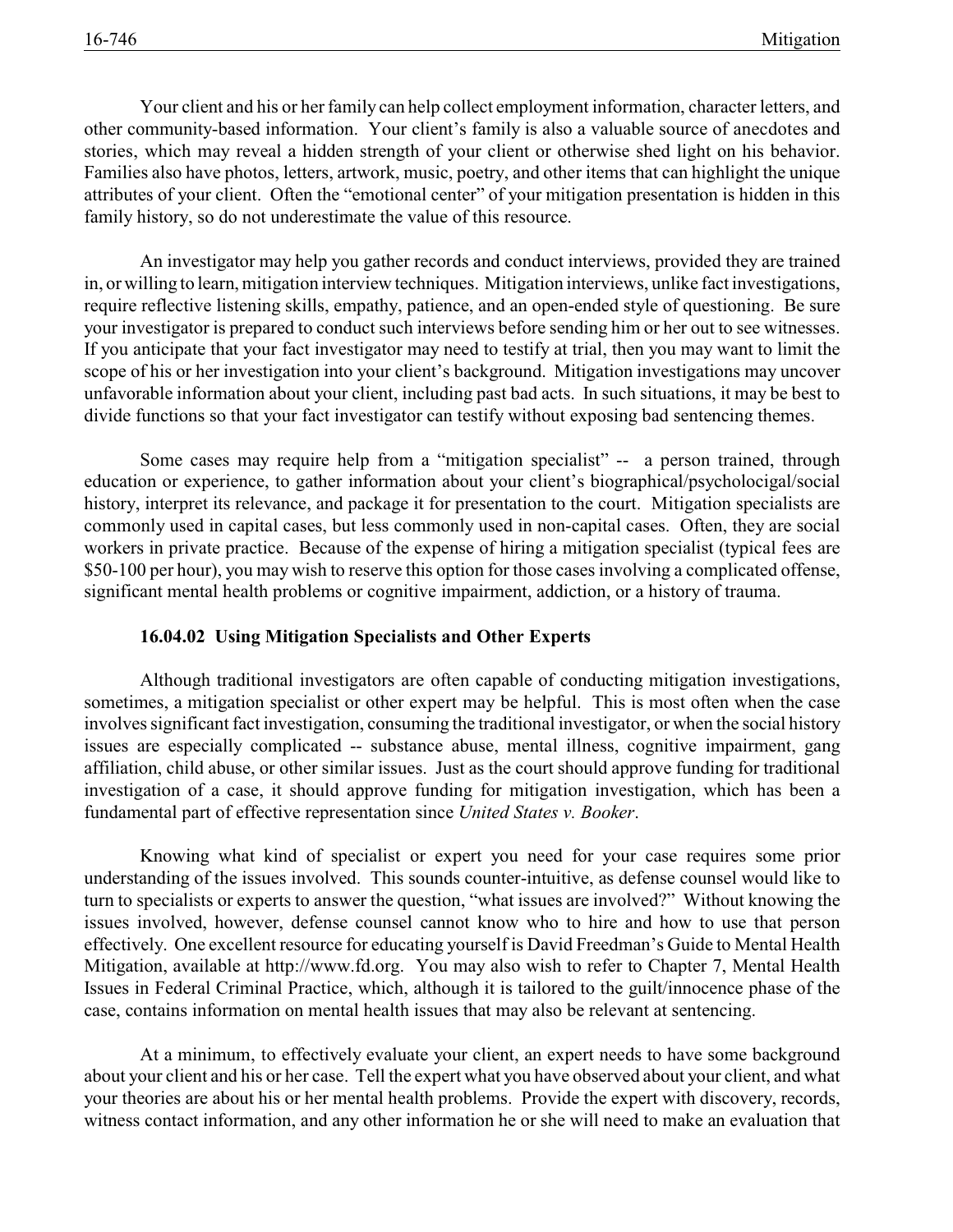Your client and his or her family can help collect employment information, character letters, and other community-based information. Your client's family is also a valuable source of anecdotes and stories, which may reveal a hidden strength of your client or otherwise shed light on his behavior. Families also have photos, letters, artwork, music, poetry, and other items that can highlight the unique attributes of your client. Often the "emotional center" of your mitigation presentation is hidden in this family history, so do not underestimate the value of this resource.

An investigator may help you gather records and conduct interviews, provided they are trained in, or willing to learn, mitigation interview techniques. Mitigation interviews, unlike fact investigations, require reflective listening skills, empathy, patience, and an open-ended style of questioning. Be sure your investigator is prepared to conduct such interviews before sending him or her out to see witnesses. If you anticipate that your fact investigator may need to testify at trial, then you may want to limit the scope of his or her investigation into your client's background. Mitigation investigations may uncover unfavorable information about your client, including past bad acts. In such situations, it may be best to divide functions so that your fact investigator can testify without exposing bad sentencing themes.

Some cases may require help from a "mitigation specialist" -- a person trained, through education or experience, to gather information about your client's biographical/psycholocigal/social history, interpret its relevance, and package it for presentation to the court. Mitigation specialists are commonly used in capital cases, but less commonly used in non-capital cases. Often, they are social workers in private practice. Because of the expense of hiring a mitigation specialist (typical fees are $50-100 per hour), you may wish to reserve this option for those cases involving a complicated offense, significant mental health problems or cognitive impairment, addiction, or a history of trauma.

### 16.04.02 Using Mitigation Specialists and Other Experts

Although traditional investigators are often capable of conducting mitigation investigations, sometimes, a mitigation specialist or other expert may be helpful. This is most often when the case involves significant fact investigation, consuming the traditional investigator, or when the social history issues are especially complicated -- substance abuse, mental illness, cognitive impairment, gang affiliation, child abuse, or other similar issues. Just as the court should approve funding for traditional investigation of a case, it should approve funding for mitigation investigation, which has been a fundamental part of effective representation since *United States v. Booker*.

Knowing what kind of specialist or expert you need for your case requires some prior understanding of the issues involved. This sounds counter-intuitive, as defense counsel would like to turn to specialists or experts to answer the question, "what issues are involved?" Without knowing the issues involved, however, defense counsel cannot know who to hire and how to use that person effectively. One excellent resource for educating yourself is David Freedman's Guide to Mental Health Mitigation, available at http://www.fd.org. You may also wish to refer to Chapter 7, Mental Health Issues in Federal Criminal Practice, which, although it is tailored to the guilt/innocence phase of the case, contains information on mental health issues that may also be relevant at sentencing.

At a minimum, to effectively evaluate your client, an expert needs to have some background about your client and his or her case. Tell the expert what you have observed about your client, and what your theories are about his or her mental health problems. Provide the expert with discovery, records, witness contact information, and any other information he or she will need to make an evaluation that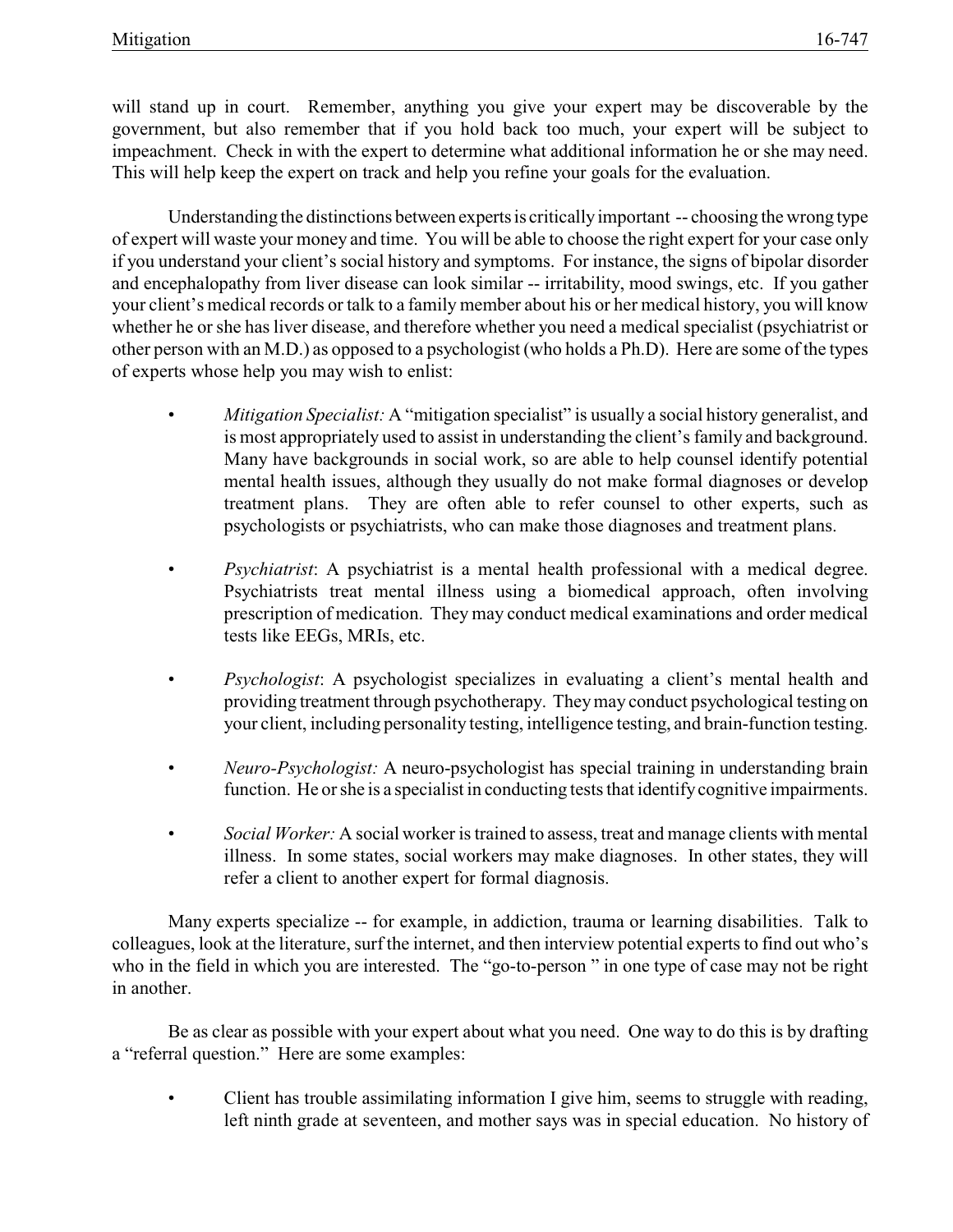will stand up in court. Remember, anything you give your expert may be discoverable by the government, but also remember that if you hold back too much, your expert will be subject to impeachment. Check in with the expert to determine what additional information he or she may need. This will help keep the expert on track and help you refine your goals for the evaluation.

Understanding the distinctions between experts is critically important -- choosing the wrong type of expert will waste your money and time. You will be able to choose the right expert for your case only if you understand your client's social history and symptoms. For instance, the signs of bipolar disorder and encephalopathy from liver disease can look similar -- irritability, mood swings, etc. If you gather your client's medical records or talk to a family member about his or her medical history, you will know whether he or she has liver disease, and therefore whether you need a medical specialist (psychiatrist or other person with an M.D.) as opposed to a psychologist (who holds a Ph.D). Here are some of the types of experts whose help you may wish to enlist:

- *Mitigation Specialist:* A "mitigation specialist" is usually a social history generalist, and is most appropriately used to assist in understanding the client's family and background. Many have backgrounds in social work, so are able to help counsel identify potential mental health issues, although they usually do not make formal diagnoses or develop treatment plans. They are often able to refer counsel to other experts, such as psychologists or psychiatrists, who can make those diagnoses and treatment plans.

- *Psychiatrist*: A psychiatrist is a mental health professional with a medical degree. Psychiatrists treat mental illness using a biomedical approach, often involving prescription of medication. They may conduct medical examinations and order medical tests like EEGs, MRIs, etc.

- *Psychologist*: A psychologist specializes in evaluating a client's mental health and providing treatment through psychotherapy. They may conduct psychological testing on your client, including personality testing, intelligence testing, and brain-function testing.

- *Neuro-Psychologist:* A neuro-psychologist has special training in understanding brain function. He or she is a specialist in conducting tests that identify cognitive impairments.

- *Social Worker:* A social worker is trained to assess, treat and manage clients with mental illness. In some states, social workers may make diagnoses. In other states, they will refer a client to another expert for formal diagnosis.

Many experts specialize -- for example, in addiction, trauma or learning disabilities. Talk to colleagues, look at the literature, surf the internet, and then interview potential experts to find out who's who in the field in which you are interested. The "go-to-person " in one type of case may not be right in another.

Be as clear as possible with your expert about what you need. One way to do this is by drafting a "referral question." Here are some examples:

- Client has trouble assimilating information I give him, seems to struggle with reading, left ninth grade at seventeen, and mother says was in special education. No history of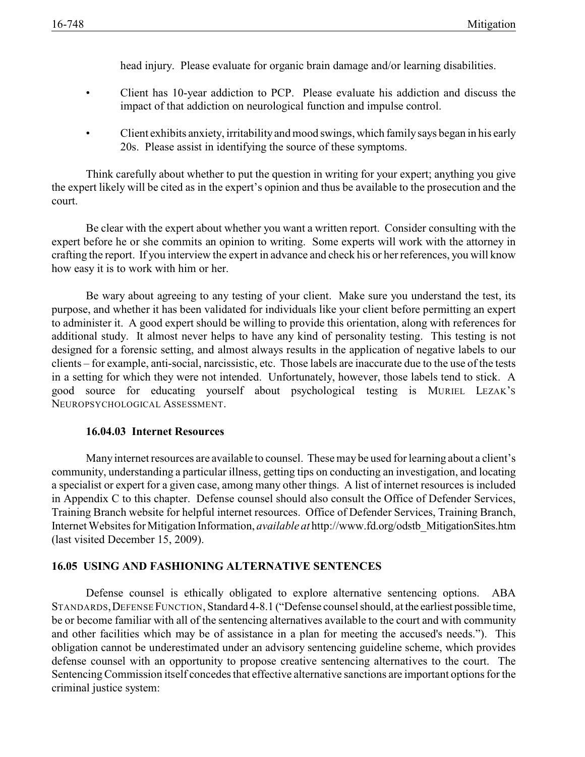head injury. Please evaluate for organic brain damage and/or learning disabilities.

- Client has 10-year addiction to PCP. Please evaluate his addiction and discuss the impact of that addiction on neurological function and impulse control.
- Client exhibits anxiety, irritability and mood swings, which family says began in his early 20s. Please assist in identifying the source of these symptoms.

Think carefully about whether to put the question in writing for your expert; anything you give the expert likely will be cited as in the expert's opinion and thus be available to the prosecution and the court.

Be clear with the expert about whether you want a written report. Consider consulting with the expert before he or she commits an opinion to writing. Some experts will work with the attorney in crafting the report. If you interview the expert in advance and check his or her references, you will know how easy it is to work with him or her.

Be wary about agreeing to any testing of your client. Make sure you understand the test, its purpose, and whether it has been validated for individuals like your client before permitting an expert to administer it. A good expert should be willing to provide this orientation, along with references for additional study. It almost never helps to have any kind of personality testing. This testing is not designed for a forensic setting, and almost always results in the application of negative labels to our clients – for example, anti-social, narcissistic, etc. Those labels are inaccurate due to the use of the tests in a setting for which they were not intended. Unfortunately, however, those labels tend to stick. A good source for educating yourself about psychological testing is MURIEL LEZAK'S NEUROPSYCHOLOGICAL ASSESSMENT.

### 16.04.03 Internet Resources

Many internet resources are available to counsel. These may be used for learning about a client's community, understanding a particular illness, getting tips on conducting an investigation, and locating a specialist or expert for a given case, among many other things. A list of internet resources is included in Appendix C to this chapter. Defense counsel should also consult the Office of Defender Services, Training Branch website for helpful internet resources. Office of Defender Services, Training Branch, Internet Websites for Mitigation Information, *available at* http://www.fd.org/odstb_MitigationSites.htm (last visited December 15, 2009).

## 16.05 USING AND FASHIONING ALTERNATIVE SENTENCES

Defense counsel is ethically obligated to explore alternative sentencing options. ABA STANDARDS, DEFENSE FUNCTION, Standard 4-8.1 ("Defense counsel should, at the earliest possible time, be or become familiar with all of the sentencing alternatives available to the court and with community and other facilities which may be of assistance in a plan for meeting the accused's needs."). This obligation cannot be underestimated under an advisory sentencing guideline scheme, which provides defense counsel with an opportunity to propose creative sentencing alternatives to the court. The Sentencing Commission itself concedes that effective alternative sanctions are important options for the criminal justice system: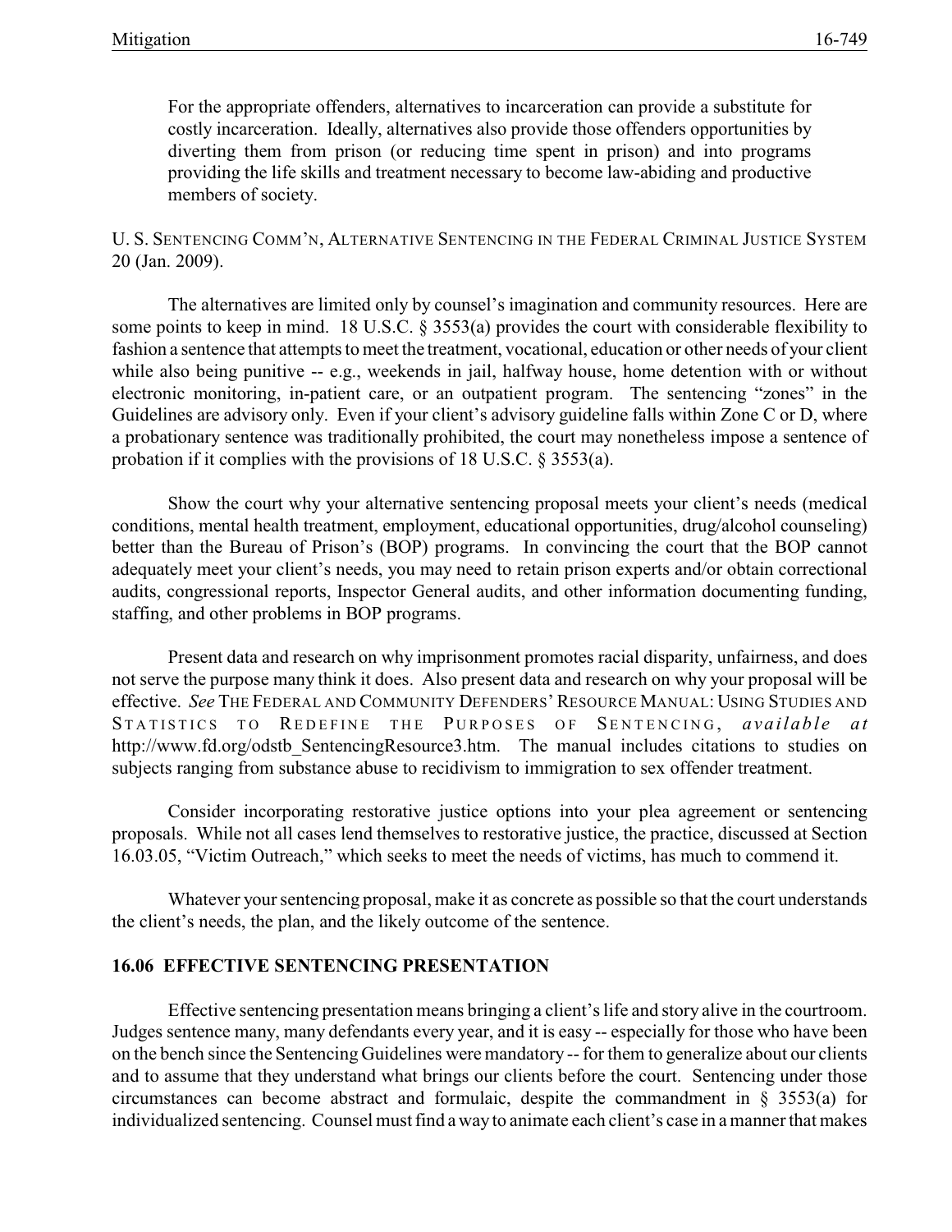> For the appropriate offenders, alternatives to incarceration can provide a substitute for costly incarceration. Ideally, alternatives also provide those offenders opportunities by diverting them from prison (or reducing time spent in prison) and into programs providing the life skills and treatment necessary to become law-abiding and productive members of society.

U. S. SENTENCING COMM'N, ALTERNATIVE SENTENCING IN THE FEDERAL CRIMINAL JUSTICE SYSTEM 20 (Jan. 2009).

The alternatives are limited only by counsel's imagination and community resources. Here are some points to keep in mind. 18 U.S.C. § 3553(a) provides the court with considerable flexibility to fashion a sentence that attempts to meet the treatment, vocational, education or other needs of your client while also being punitive -- e.g., weekends in jail, halfway house, home detention with or without electronic monitoring, in-patient care, or an outpatient program. The sentencing "zones" in the Guidelines are advisory only. Even if your client's advisory guideline falls within Zone C or D, where a probationary sentence was traditionally prohibited, the court may nonetheless impose a sentence of probation if it complies with the provisions of 18 U.S.C. § 3553(a).

Show the court why your alternative sentencing proposal meets your client's needs (medical conditions, mental health treatment, employment, educational opportunities, drug/alcohol counseling) better than the Bureau of Prison's (BOP) programs. In convincing the court that the BOP cannot adequately meet your client's needs, you may need to retain prison experts and/or obtain correctional audits, congressional reports, Inspector General audits, and other information documenting funding, staffing, and other problems in BOP programs.

Present data and research on why imprisonment promotes racial disparity, unfairness, and does not serve the purpose many think it does. Also present data and research on why your proposal will be effective. *See* THE FEDERAL AND COMMUNITY DEFENDERS' RESOURCE MANUAL: USING STUDIES AND STATISTICS TO REDEFINE THE PURPOSES OF SENTENCING, *available at* http://www.fd.org/odstb_SentencingResource3.htm. The manual includes citations to studies on subjects ranging from substance abuse to recidivism to immigration to sex offender treatment.

Consider incorporating restorative justice options into your plea agreement or sentencing proposals. While not all cases lend themselves to restorative justice, the practice, discussed at Section 16.03.05, "Victim Outreach," which seeks to meet the needs of victims, has much to commend it.

Whatever your sentencing proposal, make it as concrete as possible so that the court understands the client's needs, the plan, and the likely outcome of the sentence.

## 16.06 EFFECTIVE SENTENCING PRESENTATION

Effective sentencing presentation means bringing a client's life and story alive in the courtroom. Judges sentence many, many defendants every year, and it is easy -- especially for those who have been on the bench since the Sentencing Guidelines were mandatory -- for them to generalize about our clients and to assume that they understand what brings our clients before the court. Sentencing under those circumstances can become abstract and formulaic, despite the commandment in § 3553(a) for individualized sentencing. Counsel must find a way to animate each client's case in a manner that makes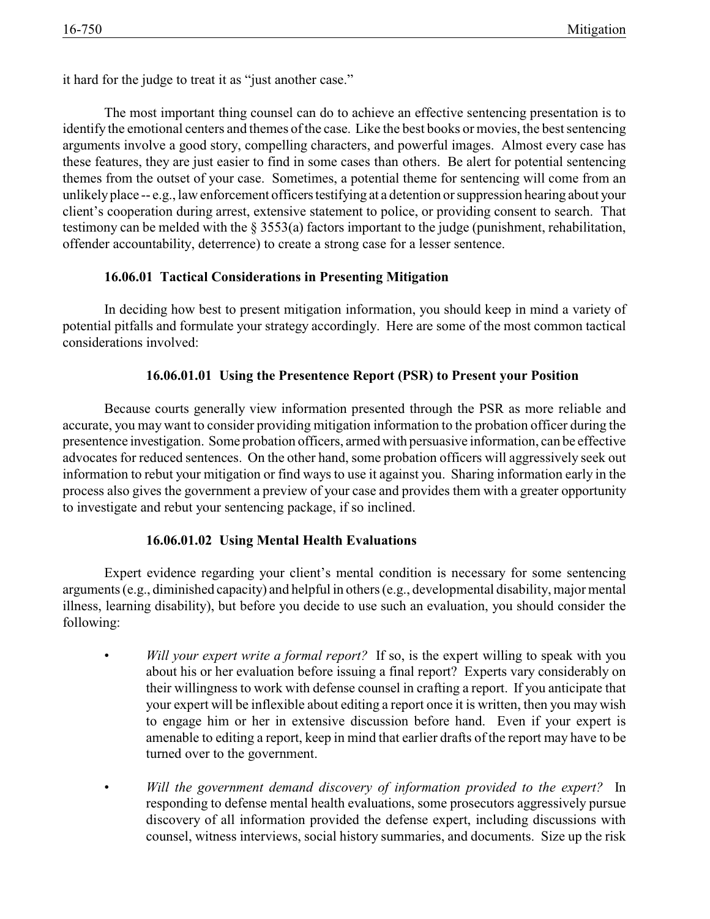it hard for the judge to treat it as "just another case."

The most important thing counsel can do to achieve an effective sentencing presentation is to identify the emotional centers and themes of the case. Like the best books or movies, the best sentencing arguments involve a good story, compelling characters, and powerful images. Almost every case has these features, they are just easier to find in some cases than others. Be alert for potential sentencing themes from the outset of your case. Sometimes, a potential theme for sentencing will come from an unlikely place -- e.g., law enforcement officers testifying at a detention or suppression hearing about your client's cooperation during arrest, extensive statement to police, or providing consent to search. That testimony can be melded with the § 3553(a) factors important to the judge (punishment, rehabilitation, offender accountability, deterrence) to create a strong case for a lesser sentence.

### 16.06.01 Tactical Considerations in Presenting Mitigation

In deciding how best to present mitigation information, you should keep in mind a variety of potential pitfalls and formulate your strategy accordingly. Here are some of the most common tactical considerations involved:

#### 16.06.01.01 Using the Presentence Report (PSR) to Present your Position

Because courts generally view information presented through the PSR as more reliable and accurate, you may want to consider providing mitigation information to the probation officer during the presentence investigation. Some probation officers, armed with persuasive information, can be effective advocates for reduced sentences. On the other hand, some probation officers will aggressively seek out information to rebut your mitigation or find ways to use it against you. Sharing information early in the process also gives the government a preview of your case and provides them with a greater opportunity to investigate and rebut your sentencing package, if so inclined.

#### 16.06.01.02 Using Mental Health Evaluations

Expert evidence regarding your client's mental condition is necessary for some sentencing arguments (e.g., diminished capacity) and helpful in others (e.g., developmental disability, major mental illness, learning disability), but before you decide to use such an evaluation, you should consider the following:

- *Will your expert write a formal report?* If so, is the expert willing to speak with you about his or her evaluation before issuing a final report? Experts vary considerably on their willingness to work with defense counsel in crafting a report. If you anticipate that your expert will be inflexible about editing a report once it is written, then you may wish to engage him or her in extensive discussion before hand. Even if your expert is amenable to editing a report, keep in mind that earlier drafts of the report may have to be turned over to the government.

- *Will the government demand discovery of information provided to the expert?* In responding to defense mental health evaluations, some prosecutors aggressively pursue discovery of all information provided the defense expert, including discussions with counsel, witness interviews, social history summaries, and documents. Size up the risk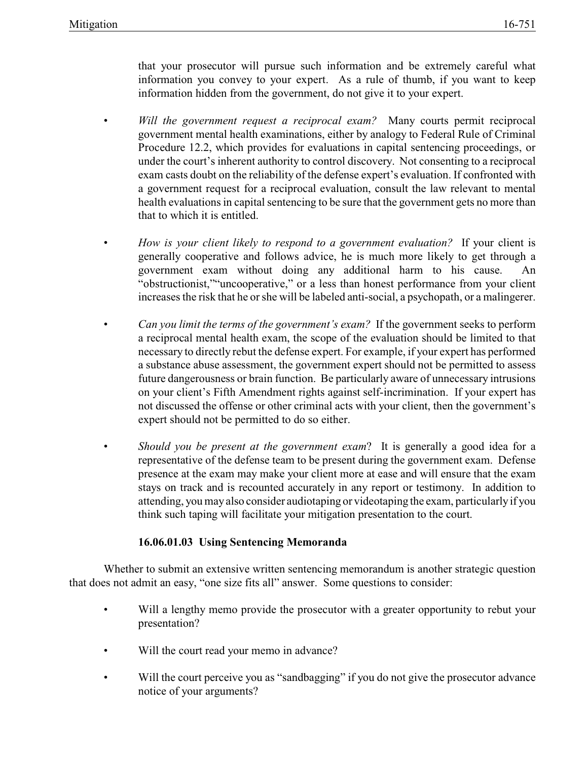that your prosecutor will pursue such information and be extremely careful what information you convey to your expert. As a rule of thumb, if you want to keep information hidden from the government, do not give it to your expert.

- *Will the government request a reciprocal exam?* Many courts permit reciprocal government mental health examinations, either by analogy to Federal Rule of Criminal Procedure 12.2, which provides for evaluations in capital sentencing proceedings, or under the court's inherent authority to control discovery. Not consenting to a reciprocal exam casts doubt on the reliability of the defense expert's evaluation. If confronted with a government request for a reciprocal evaluation, consult the law relevant to mental health evaluations in capital sentencing to be sure that the government gets no more than that to which it is entitled.

- *How is your client likely to respond to a government evaluation?* If your client is generally cooperative and follows advice, he is much more likely to get through a government exam without doing any additional harm to his cause. An "obstructionist,""uncooperative," or a less than honest performance from your client increases the risk that he or she will be labeled anti-social, a psychopath, or a malingerer.

- *Can you limit the terms of the government's exam?* If the government seeks to perform a reciprocal mental health exam, the scope of the evaluation should be limited to that necessary to directly rebut the defense expert. For example, if your expert has performed a substance abuse assessment, the government expert should not be permitted to assess future dangerousness or brain function. Be particularly aware of unnecessary intrusions on your client's Fifth Amendment rights against self-incrimination. If your expert has not discussed the offense or other criminal acts with your client, then the government's expert should not be permitted to do so either.

- *Should you be present at the government exam*? It is generally a good idea for a representative of the defense team to be present during the government exam. Defense presence at the exam may make your client more at ease and will ensure that the exam stays on track and is recounted accurately in any report or testimony. In addition to attending, you may also consider audiotaping or videotaping the exam, particularly if you think such taping will facilitate your mitigation presentation to the court.

#### 16.06.01.03 Using Sentencing Memoranda

Whether to submit an extensive written sentencing memorandum is another strategic question that does not admit an easy, "one size fits all" answer. Some questions to consider:

- Will a lengthy memo provide the prosecutor with a greater opportunity to rebut your presentation?

- Will the court read your memo in advance?

- Will the court perceive you as "sandbagging" if you do not give the prosecutor advance notice of your arguments?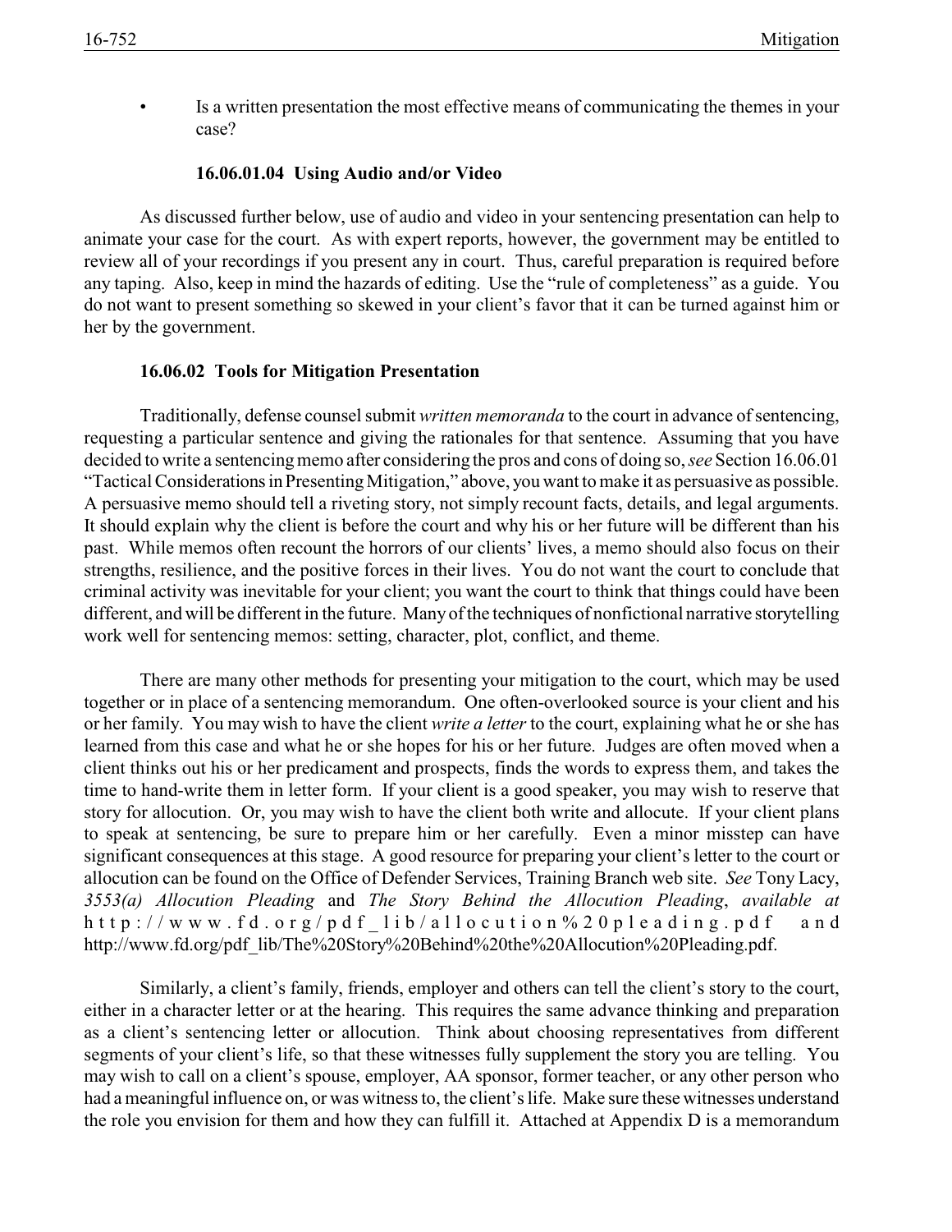- Is a written presentation the most effective means of communicating the themes in your case?

#### 16.06.01.04 Using Audio and/or Video

As discussed further below, use of audio and video in your sentencing presentation can help to animate your case for the court. As with expert reports, however, the government may be entitled to review all of your recordings if you present any in court. Thus, careful preparation is required before any taping. Also, keep in mind the hazards of editing. Use the "rule of completeness" as a guide. You do not want to present something so skewed in your client's favor that it can be turned against him or her by the government.

### 16.06.02 Tools for Mitigation Presentation

Traditionally, defense counsel submit *written memoranda* to the court in advance of sentencing, requesting a particular sentence and giving the rationales for that sentence. Assuming that you have decided to write a sentencing memo after considering the pros and cons of doing so, *see* Section 16.06.01 "Tactical Considerations in Presenting Mitigation," above, you want to make it as persuasive as possible. A persuasive memo should tell a riveting story, not simply recount facts, details, and legal arguments. It should explain why the client is before the court and why his or her future will be different than his past. While memos often recount the horrors of our clients' lives, a memo should also focus on their strengths, resilience, and the positive forces in their lives. You do not want the court to conclude that criminal activity was inevitable for your client; you want the court to think that things could have been different, and will be different in the future. Many of the techniques of nonfictional narrative storytelling work well for sentencing memos: setting, character, plot, conflict, and theme.

There are many other methods for presenting your mitigation to the court, which may be used together or in place of a sentencing memorandum. One often-overlooked source is your client and his or her family. You may wish to have the client *write a letter* to the court, explaining what he or she has learned from this case and what he or she hopes for his or her future. Judges are often moved when a client thinks out his or her predicament and prospects, finds the words to express them, and takes the time to hand-write them in letter form. If your client is a good speaker, you may wish to reserve that story for allocution. Or, you may wish to have the client both write and allocute. If your client plans to speak at sentencing, be sure to prepare him or her carefully. Even a minor misstep can have significant consequences at this stage. A good resource for preparing your client's letter to the court or allocution can be found on the Office of Defender Services, Training Branch web site. *See* Tony Lacy, *3553(a) Allocution Pleading* and *The Story Behind the Allocution Pleading*, *available at* http://www.fd.org/pdf_lib/allocution%20pleading.pdf and http://www.fd.org/pdf_lib/The%20Story%20Behind%20the%20Allocution%20Pleading.pdf.

Similarly, a client's family, friends, employer and others can tell the client's story to the court, either in a character letter or at the hearing. This requires the same advance thinking and preparation as a client's sentencing letter or allocution. Think about choosing representatives from different segments of your client's life, so that these witnesses fully supplement the story you are telling. You may wish to call on a client's spouse, employer, AA sponsor, former teacher, or any other person who had a meaningful influence on, or was witness to, the client's life. Make sure these witnesses understand the role you envision for them and how they can fulfill it. Attached at Appendix D is a memorandum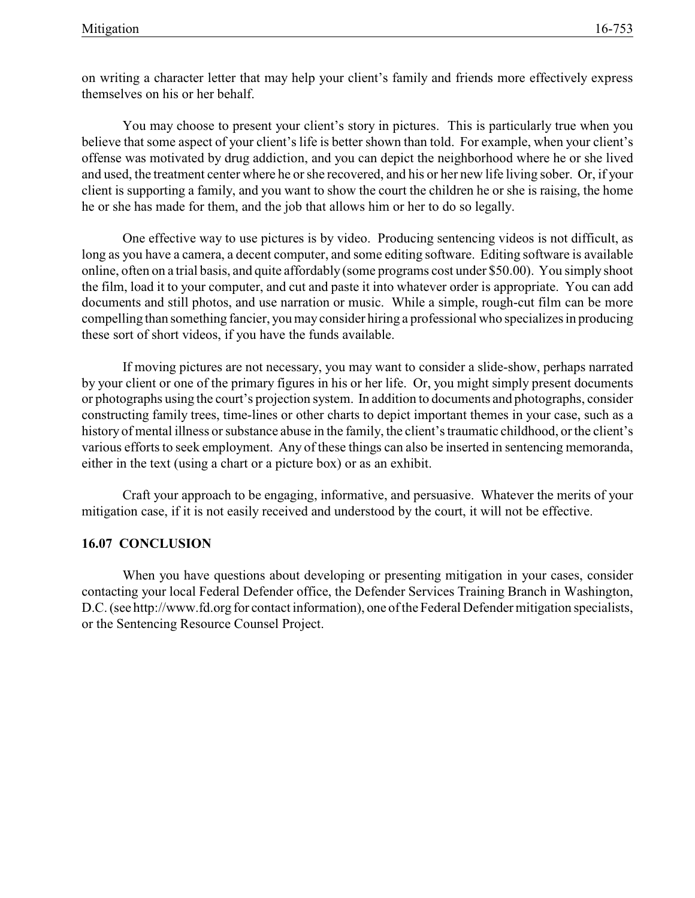on writing a character letter that may help your client's family and friends more effectively express themselves on his or her behalf.

You may choose to present your client's story in pictures. This is particularly true when you believe that some aspect of your client's life is better shown than told. For example, when your client's offense was motivated by drug addiction, and you can depict the neighborhood where he or she lived and used, the treatment center where he or she recovered, and his or her new life living sober. Or, if your client is supporting a family, and you want to show the court the children he or she is raising, the home he or she has made for them, and the job that allows him or her to do so legally.

One effective way to use pictures is by video. Producing sentencing videos is not difficult, as long as you have a camera, a decent computer, and some editing software. Editing software is available online, often on a trial basis, and quite affordably (some programs cost under $50.00). You simply shoot the film, load it to your computer, and cut and paste it into whatever order is appropriate. You can add documents and still photos, and use narration or music. While a simple, rough-cut film can be more compelling than something fancier, you may consider hiring a professional who specializes in producing these sort of short videos, if you have the funds available.

If moving pictures are not necessary, you may want to consider a slide-show, perhaps narrated by your client or one of the primary figures in his or her life. Or, you might simply present documents or photographs using the court's projection system. In addition to documents and photographs, consider constructing family trees, time-lines or other charts to depict important themes in your case, such as a history of mental illness or substance abuse in the family, the client's traumatic childhood, or the client's various efforts to seek employment. Any of these things can also be inserted in sentencing memoranda, either in the text (using a chart or a picture box) or as an exhibit.

Craft your approach to be engaging, informative, and persuasive. Whatever the merits of your mitigation case, if it is not easily received and understood by the court, it will not be effective.

## 16.07 CONCLUSION

When you have questions about developing or presenting mitigation in your cases, consider contacting your local Federal Defender office, the Defender Services Training Branch in Washington, D.C. (see http://www.fd.org for contact information), one of the Federal Defender mitigation specialists, or the Sentencing Resource Counsel Project.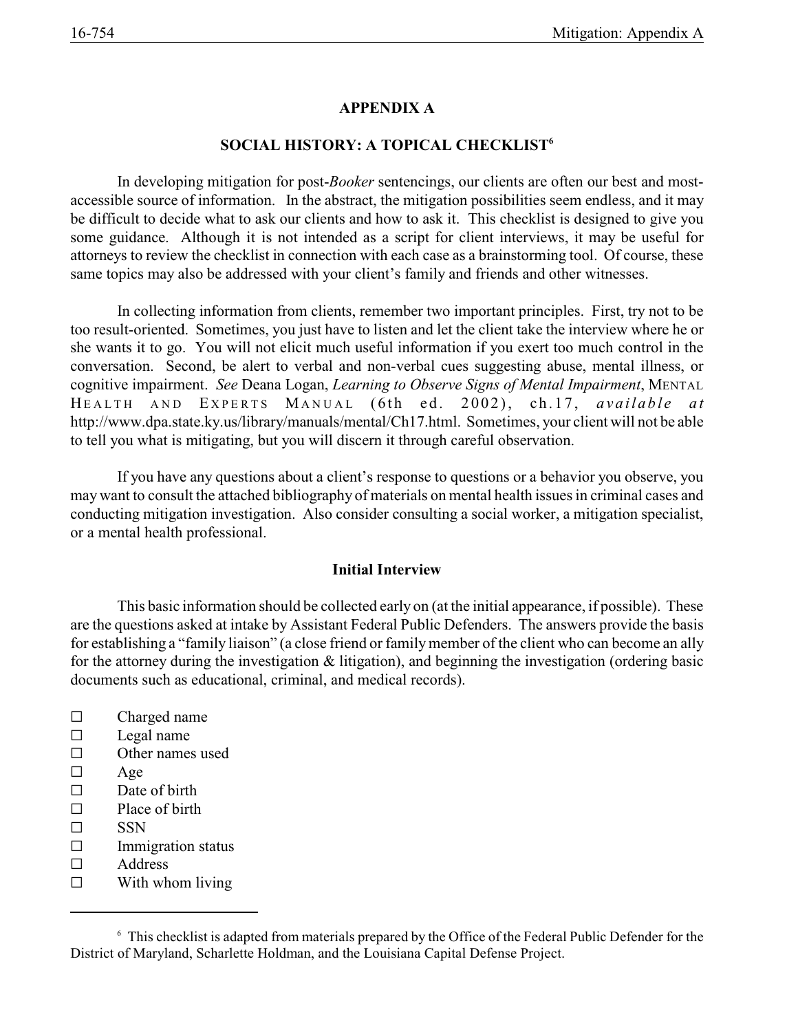## APPENDIX A

## SOCIAL HISTORY: A TOPICAL CHECKLIST[6]

In developing mitigation for post-*Booker* sentencings, our clients are often our best and most-accessible source of information. In the abstract, the mitigation possibilities seem endless, and it may be difficult to decide what to ask our clients and how to ask it. This checklist is designed to give you some guidance. Although it is not intended as a script for client interviews, it may be useful for attorneys to review the checklist in connection with each case as a brainstorming tool. Of course, these same topics may also be addressed with your client's family and friends and other witnesses.

In collecting information from clients, remember two important principles. First, try not to be too result-oriented. Sometimes, you just have to listen and let the client take the interview where he or she wants it to go. You will not elicit much useful information if you exert too much control in the conversation. Second, be alert to verbal and non-verbal cues suggesting abuse, mental illness, or cognitive impairment. *See* Deana Logan, *Learning to Observe Signs of Mental Impairment*, MENTAL HEALTH AND EXPERTS MANUAL (6th ed. 2002), ch.17, *available at* http://www.dpa.state.ky.us/library/manuals/mental/Ch17.html. Sometimes, your client will not be able to tell you what is mitigating, but you will discern it through careful observation.

If you have any questions about a client's response to questions or a behavior you observe, you may want to consult the attached bibliography of materials on mental health issues in criminal cases and conducting mitigation investigation. Also consider consulting a social worker, a mitigation specialist, or a mental health professional.

### Initial Interview

This basic information should be collected early on (at the initial appearance, if possible). These are the questions asked at intake by Assistant Federal Public Defenders. The answers provide the basis for establishing a "family liaison" (a close friend or family member of the client who can become an ally for the attorney during the investigation & litigation), and beginning the investigation (ordering basic documents such as educational, criminal, and medical records).

- ☐ Charged name
- ☐ Legal name
- ☐ Other names used
- ☐ Age
- ☐ Date of birth
- ☐ Place of birth
- ☐ SSN
- ☐ Immigration status
- ☐ Address
- ☐ With whom living

---

[6] This checklist is adapted from materials prepared by the Office of the Federal Public Defender for the District of Maryland, Scharlette Holdman, and the Louisiana Capital Defense Project.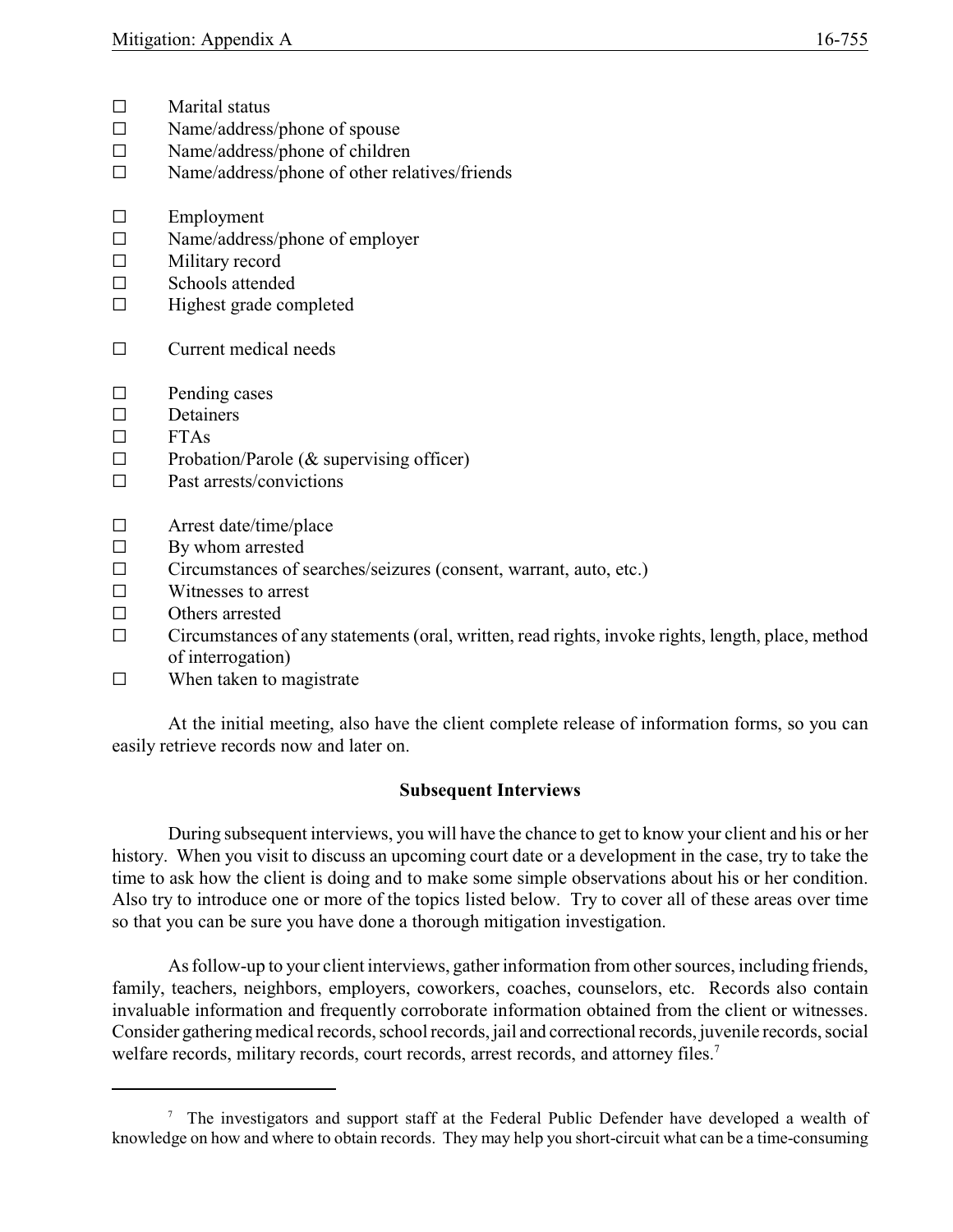- ☐ Marital status
- ☐ Name/address/phone of spouse
- ☐ Name/address/phone of children
- ☐ Name/address/phone of other relatives/friends

- ☐ Employment
- ☐ Name/address/phone of employer
- ☐ Military record
- ☐ Schools attended
- ☐ Highest grade completed

- ☐ Current medical needs

- ☐ Pending cases
- ☐ Detainers
- ☐ FTAs
- ☐ Probation/Parole (& supervising officer)
- ☐ Past arrests/convictions

- ☐ Arrest date/time/place
- ☐ By whom arrested
- ☐ Circumstances of searches/seizures (consent, warrant, auto, etc.)
- ☐ Witnesses to arrest
- ☐ Others arrested
- ☐ Circumstances of any statements (oral, written, read rights, invoke rights, length, place, method of interrogation)
- ☐ When taken to magistrate

At the initial meeting, also have the client complete release of information forms, so you can easily retrieve records now and later on.

**Subsequent Interviews**

During subsequent interviews, you will have the chance to get to know your client and his or her history. When you visit to discuss an upcoming court date or a development in the case, try to take the time to ask how the client is doing and to make some simple observations about his or her condition. Also try to introduce one or more of the topics listed below. Try to cover all of these areas over time so that you can be sure you have done a thorough mitigation investigation.

As follow-up to your client interviews, gather information from other sources, including friends, family, teachers, neighbors, employers, coworkers, coaches, counselors, etc. Records also contain invaluable information and frequently corroborate information obtained from the client or witnesses. Consider gathering medical records, school records, jail and correctional records, juvenile records, social welfare records, military records, court records, arrest records, and attorney files.[7]

---

[7] The investigators and support staff at the Federal Public Defender have developed a wealth of knowledge on how and where to obtain records. They may help you short-circuit what can be a time-consuming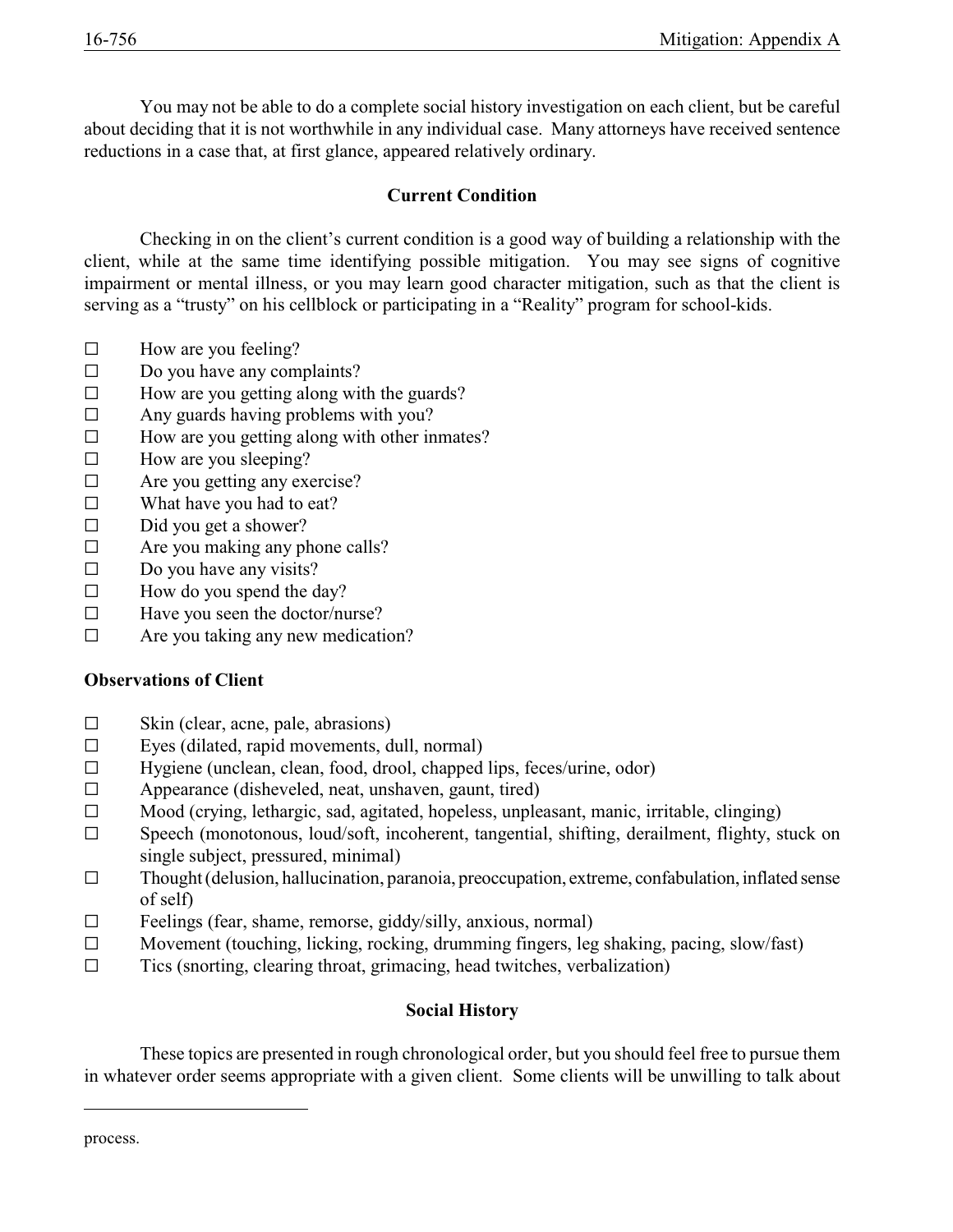You may not be able to do a complete social history investigation on each client, but be careful about deciding that it is not worthwhile in any individual case. Many attorneys have received sentence reductions in a case that, at first glance, appeared relatively ordinary.

## Current Condition

Checking in on the client's current condition is a good way of building a relationship with the client, while at the same time identifying possible mitigation. You may see signs of cognitive impairment or mental illness, or you may learn good character mitigation, such as that the client is serving as a "trusty" on his cellblock or participating in a "Reality" program for school-kids.

- ☐ How are you feeling?
- ☐ Do you have any complaints?
- ☐ How are you getting along with the guards?
- ☐ Any guards having problems with you?
- ☐ How are you getting along with other inmates?
- ☐ How are you sleeping?
- ☐ Are you getting any exercise?
- ☐ What have you had to eat?
- ☐ Did you get a shower?
- ☐ Are you making any phone calls?
- ☐ Do you have any visits?
- ☐ How do you spend the day?
- ☐ Have you seen the doctor/nurse?
- ☐ Are you taking any new medication?

### Observations of Client

- ☐ Skin (clear, acne, pale, abrasions)
- ☐ Eyes (dilated, rapid movements, dull, normal)
- ☐ Hygiene (unclean, clean, food, drool, chapped lips, feces/urine, odor)
- ☐ Appearance (disheveled, neat, unshaven, gaunt, tired)
- ☐ Mood (crying, lethargic, sad, agitated, hopeless, unpleasant, manic, irritable, clinging)
- ☐ Speech (monotonous, loud/soft, incoherent, tangential, shifting, derailment, flighty, stuck on single subject, pressured, minimal)
- ☐ Thought (delusion, hallucination, paranoia, preoccupation, extreme, confabulation, inflated sense of self)
- ☐ Feelings (fear, shame, remorse, giddy/silly, anxious, normal)
- ☐ Movement (touching, licking, rocking, drumming fingers, leg shaking, pacing, slow/fast)
- ☐ Tics (snorting, clearing throat, grimacing, head twitches, verbalization)

## Social History

These topics are presented in rough chronological order, but you should feel free to pursue them in whatever order seems appropriate with a given client. Some clients will be unwilling to talk about

process.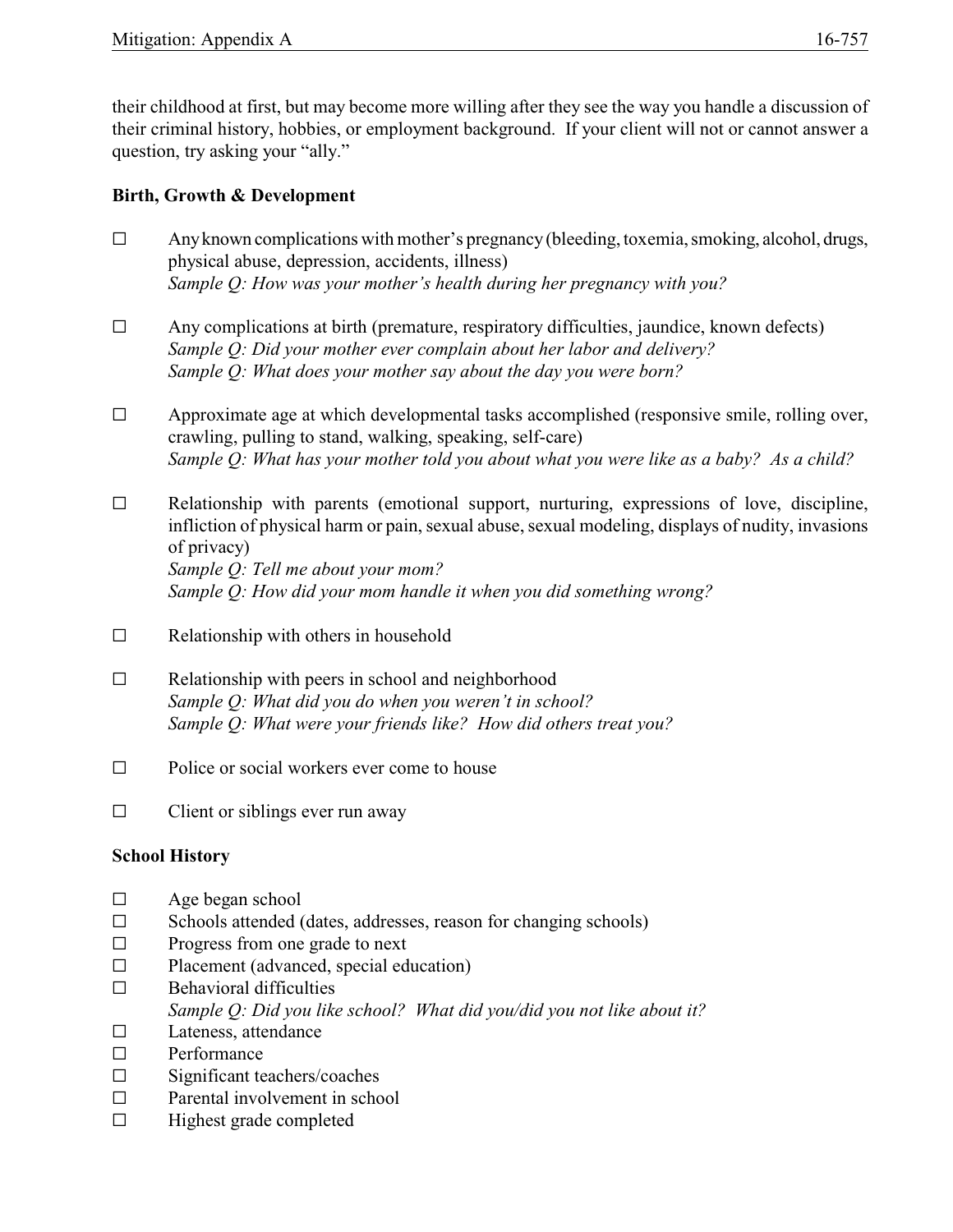their childhood at first, but may become more willing after they see the way you handle a discussion of their criminal history, hobbies, or employment background. If your client will not or cannot answer a question, try asking your "ally."

**Birth, Growth & Development**

- ☐ Any known complications with mother's pregnancy (bleeding, toxemia, smoking, alcohol, drugs, physical abuse, depression, accidents, illness)
  *Sample Q: How was your mother's health during her pregnancy with you?*

- ☐ Any complications at birth (premature, respiratory difficulties, jaundice, known defects)
  *Sample Q: Did your mother ever complain about her labor and delivery?*
  *Sample Q: What does your mother say about the day you were born?*

- ☐ Approximate age at which developmental tasks accomplished (responsive smile, rolling over, crawling, pulling to stand, walking, speaking, self-care)
  *Sample Q: What has your mother told you about what you were like as a baby? As a child?*

- ☐ Relationship with parents (emotional support, nurturing, expressions of love, discipline, infliction of physical harm or pain, sexual abuse, sexual modeling, displays of nudity, invasions of privacy)
  *Sample Q: Tell me about your mom?*
  *Sample Q: How did your mom handle it when you did something wrong?*

- ☐ Relationship with others in household

- ☐ Relationship with peers in school and neighborhood
  *Sample Q: What did you do when you weren't in school?*
  *Sample Q: What were your friends like? How did others treat you?*

- ☐ Police or social workers ever come to house

- ☐ Client or siblings ever run away

**School History**

- ☐ Age began school
- ☐ Schools attended (dates, addresses, reason for changing schools)
- ☐ Progress from one grade to next
- ☐ Placement (advanced, special education)
- ☐ Behavioral difficulties
  *Sample Q: Did you like school? What did you/did you not like about it?*
- ☐ Lateness, attendance
- ☐ Performance
- ☐ Significant teachers/coaches
- ☐ Parental involvement in school
- ☐ Highest grade completed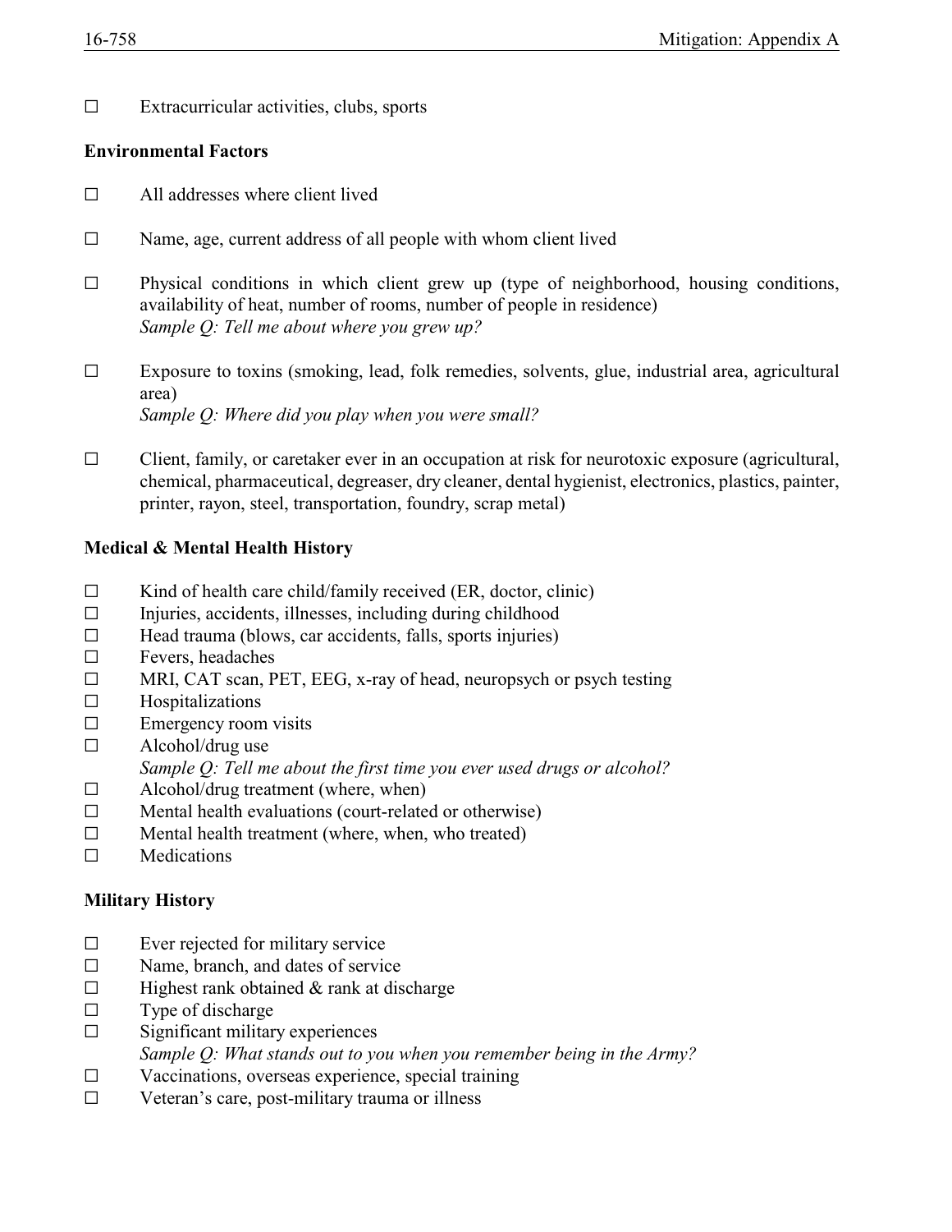☐ Extracurricular activities, clubs, sports

**Environmental Factors**

☐ All addresses where client lived

☐ Name, age, current address of all people with whom client lived

☐ Physical conditions in which client grew up (type of neighborhood, housing conditions, availability of heat, number of rooms, number of people in residence)
*Sample Q: Tell me about where you grew up?*

☐ Exposure to toxins (smoking, lead, folk remedies, solvents, glue, industrial area, agricultural area)
*Sample Q: Where did you play when you were small?*

☐ Client, family, or caretaker ever in an occupation at risk for neurotoxic exposure (agricultural, chemical, pharmaceutical, degreaser, dry cleaner, dental hygienist, electronics, plastics, painter, printer, rayon, steel, transportation, foundry, scrap metal)

**Medical & Mental Health History**

☐ Kind of health care child/family received (ER, doctor, clinic)
☐ Injuries, accidents, illnesses, including during childhood
☐ Head trauma (blows, car accidents, falls, sports injuries)
☐ Fevers, headaches
☐ MRI, CAT scan, PET, EEG, x-ray of head, neuropsych or psych testing
☐ Hospitalizations
☐ Emergency room visits
☐ Alcohol/drug use
*Sample Q: Tell me about the first time you ever used drugs or alcohol?*
☐ Alcohol/drug treatment (where, when)
☐ Mental health evaluations (court-related or otherwise)
☐ Mental health treatment (where, when, who treated)
☐ Medications

**Military History**

☐ Ever rejected for military service
☐ Name, branch, and dates of service
☐ Highest rank obtained & rank at discharge
☐ Type of discharge
☐ Significant military experiences
*Sample Q: What stands out to you when you remember being in the Army?*
☐ Vaccinations, overseas experience, special training
☐ Veteran's care, post-military trauma or illness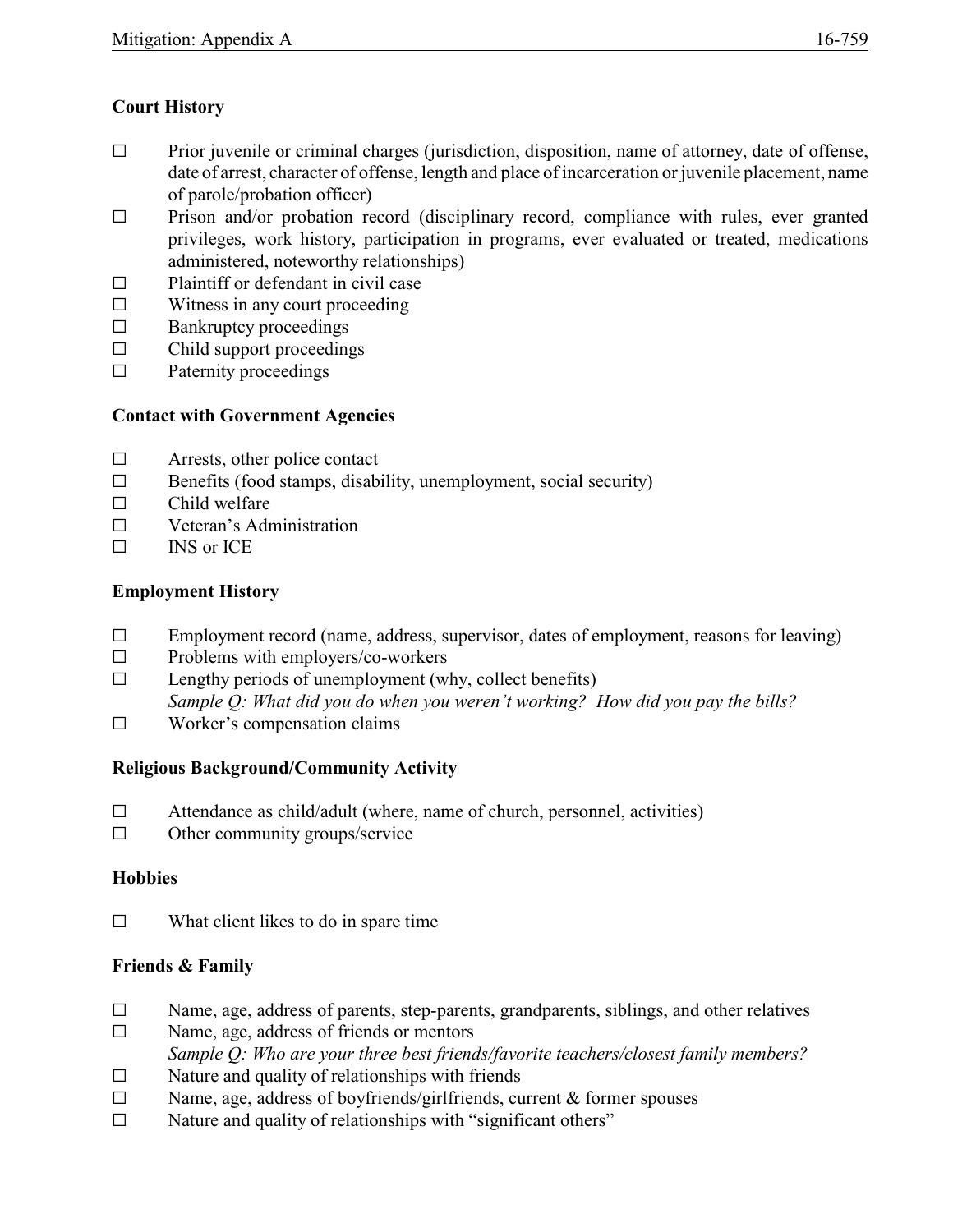**Court History**

- ☐ Prior juvenile or criminal charges (jurisdiction, disposition, name of attorney, date of offense, date of arrest, character of offense, length and place of incarceration or juvenile placement, name of parole/probation officer)
- ☐ Prison and/or probation record (disciplinary record, compliance with rules, ever granted privileges, work history, participation in programs, ever evaluated or treated, medications administered, noteworthy relationships)
- ☐ Plaintiff or defendant in civil case
- ☐ Witness in any court proceeding
- ☐ Bankruptcy proceedings
- ☐ Child support proceedings
- ☐ Paternity proceedings

**Contact with Government Agencies**

- ☐ Arrests, other police contact
- ☐ Benefits (food stamps, disability, unemployment, social security)
- ☐ Child welfare
- ☐ Veteran's Administration
- ☐ INS or ICE

**Employment History**

- ☐ Employment record (name, address, supervisor, dates of employment, reasons for leaving)
- ☐ Problems with employers/co-workers
- ☐ Lengthy periods of unemployment (why, collect benefits)
  *Sample Q: What did you do when you weren't working? How did you pay the bills?*
- ☐ Worker's compensation claims

**Religious Background/Community Activity**

- ☐ Attendance as child/adult (where, name of church, personnel, activities)
- ☐ Other community groups/service

**Hobbies**

- ☐ What client likes to do in spare time

**Friends & Family**

- ☐ Name, age, address of parents, step-parents, grandparents, siblings, and other relatives
- ☐ Name, age, address of friends or mentors
  *Sample Q: Who are your three best friends/favorite teachers/closest family members?*
- ☐ Nature and quality of relationships with friends
- ☐ Name, age, address of boyfriends/girlfriends, current & former spouses
- ☐ Nature and quality of relationships with "significant others"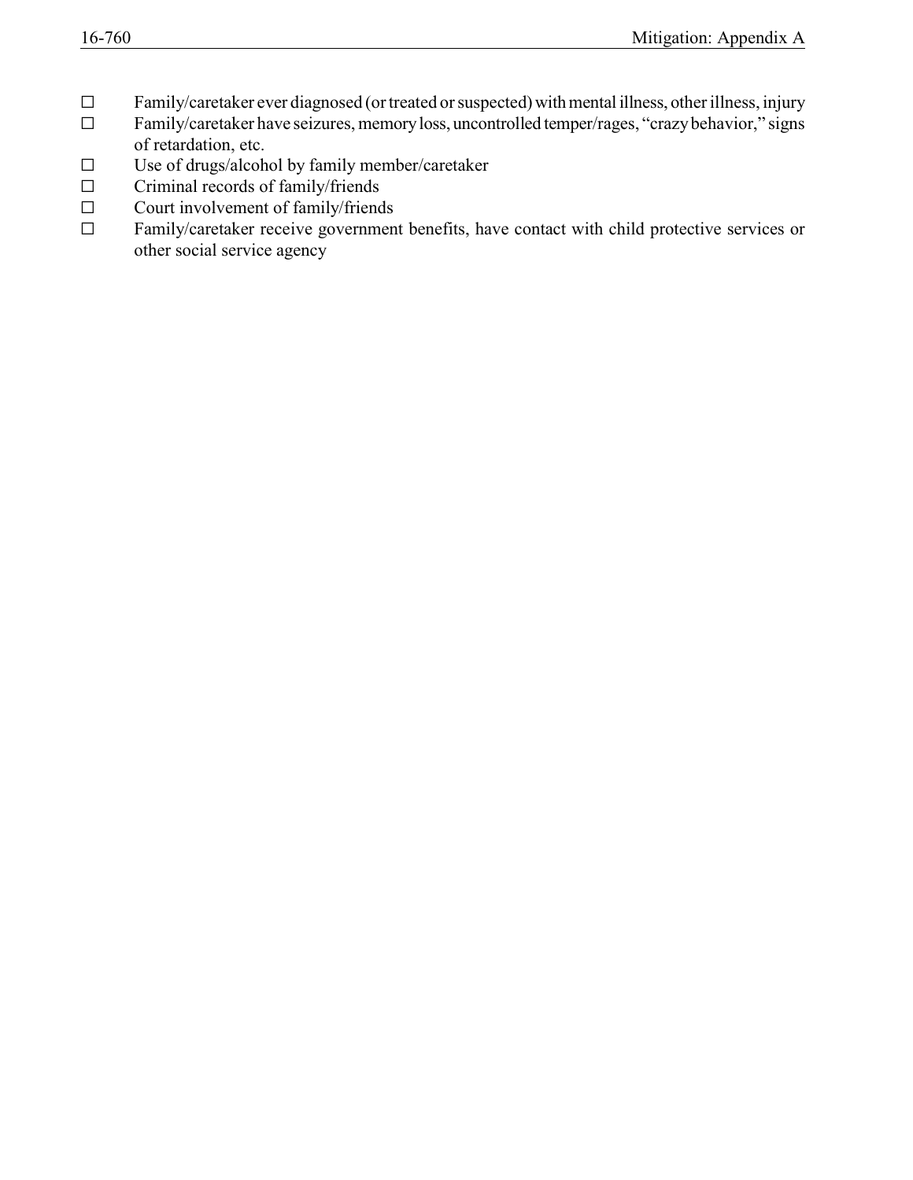- ☐ Family/caretaker ever diagnosed (or treated or suspected) with mental illness, other illness, injury
- ☐ Family/caretaker have seizures, memory loss, uncontrolled temper/rages, "crazy behavior," signs of retardation, etc.
- ☐ Use of drugs/alcohol by family member/caretaker
- ☐ Criminal records of family/friends
- ☐ Court involvement of family/friends
- ☐ Family/caretaker receive government benefits, have contact with child protective services or other social service agency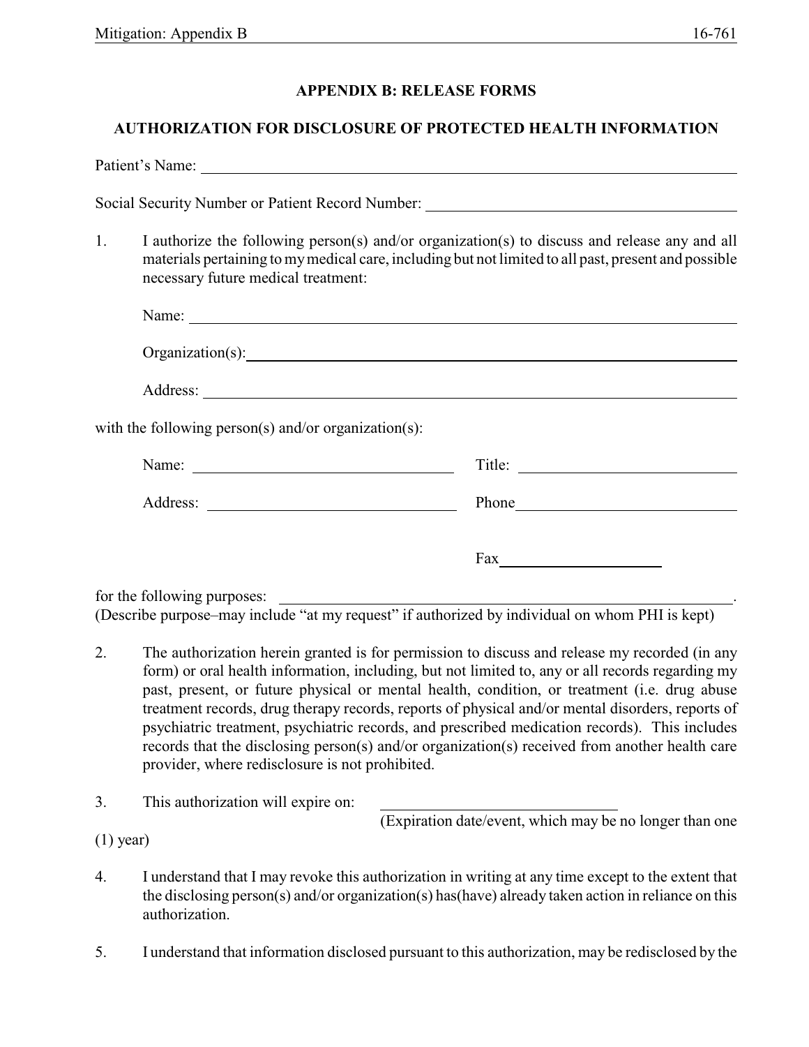## APPENDIX B: RELEASE FORMS

### AUTHORIZATION FOR DISCLOSURE OF PROTECTED HEALTH INFORMATION

Patient's Name: ______________________________________________

Social Security Number or Patient Record Number: ______________________________

1. I authorize the following person(s) and/or organization(s) to discuss and release any and all materials pertaining to my medical care, including but not limited to all past, present and possible necessary future medical treatment:

   Name: ______________________________________________

   Organization(s): ______________________________________________

   Address: ______________________________________________

with the following person(s) and/or organization(s):

   Name: ______________________ Title: ______________________

   Address: ______________________ Phone ______________________

   Fax ______________________

for the following purposes: ______________________________________________.
(Describe purpose–may include "at my request" if authorized by individual on whom PHI is kept)

2. The authorization herein granted is for permission to discuss and release my recorded (in any form) or oral health information, including, but not limited to, any or all records regarding my past, present, or future physical or mental health, condition, or treatment (i.e. drug abuse treatment records, drug therapy records, reports of physical and/or mental disorders, reports of psychiatric treatment, psychiatric records, and prescribed medication records). This includes records that the disclosing person(s) and/or organization(s) received from another health care provider, where redisclosure is not prohibited.

3. This authorization will expire on: ______________________
   (Expiration date/event, which may be no longer than one (1) year)

4. I understand that I may revoke this authorization in writing at any time except to the extent that the disclosing person(s) and/or organization(s) has(have) already taken action in reliance on this authorization.

5. I understand that information disclosed pursuant to this authorization, may be redisclosed by the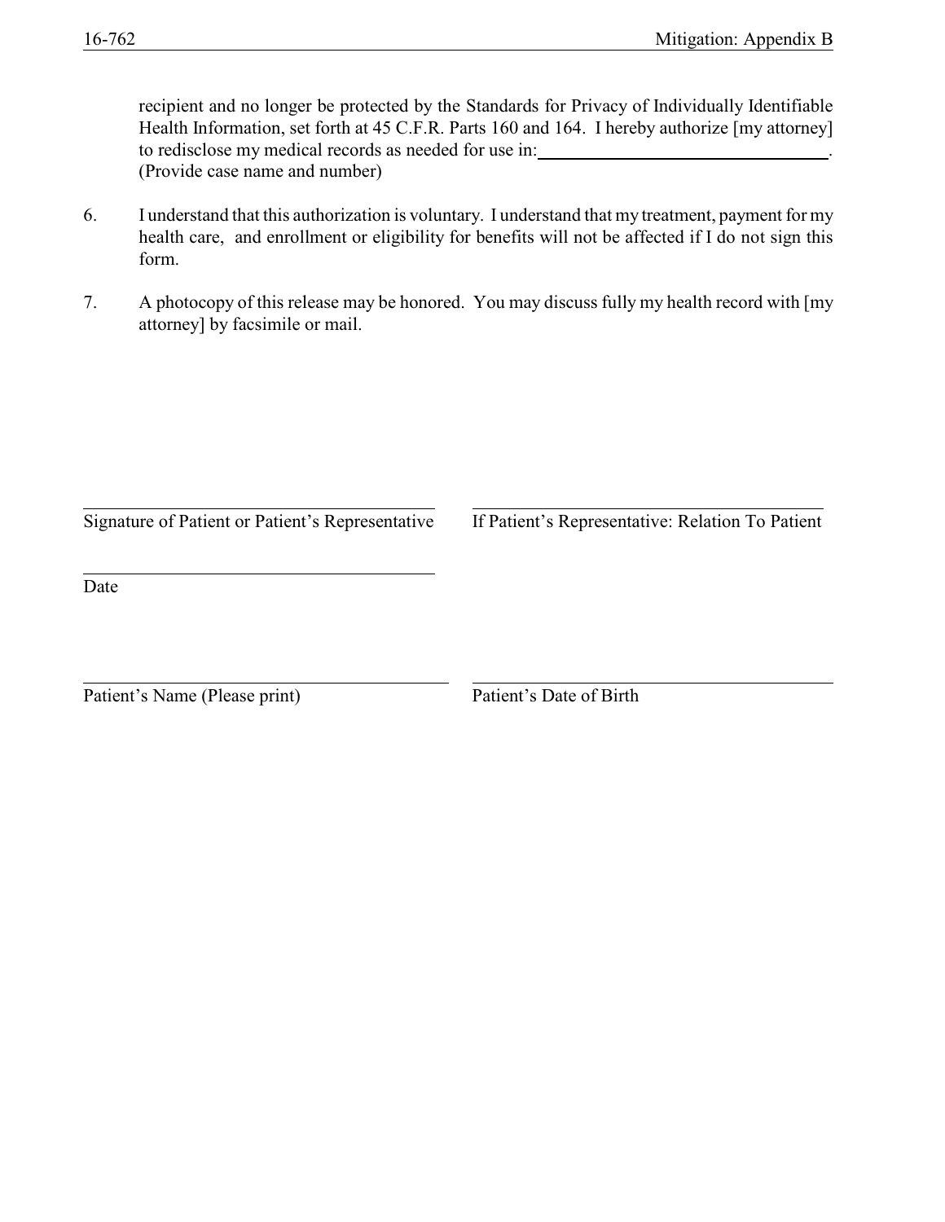recipient and no longer be protected by the Standards for Privacy of Individually Identifiable Health Information, set forth at 45 C.F.R. Parts 160 and 164. I hereby authorize [my attorney] to redisclose my medical records as needed for use in: ________________________________. (Provide case name and number)

6. I understand that this authorization is voluntary. I understand that my treatment, payment for my health care, and enrollment or eligibility for benefits will not be affected if I do not sign this form.

7. A photocopy of this release may be honored. You may discuss fully my health record with [my attorney] by facsimile or mail.

________________________________________ &nbsp;&nbsp;&nbsp; ________________________________________
Signature of Patient or Patient's Representative &nbsp;&nbsp;&nbsp; If Patient's Representative: Relation To Patient

________________________________________
Date

________________________________________ &nbsp;&nbsp;&nbsp; ________________________________________
Patient's Name (Please print) &nbsp;&nbsp;&nbsp; Patient's Date of Birth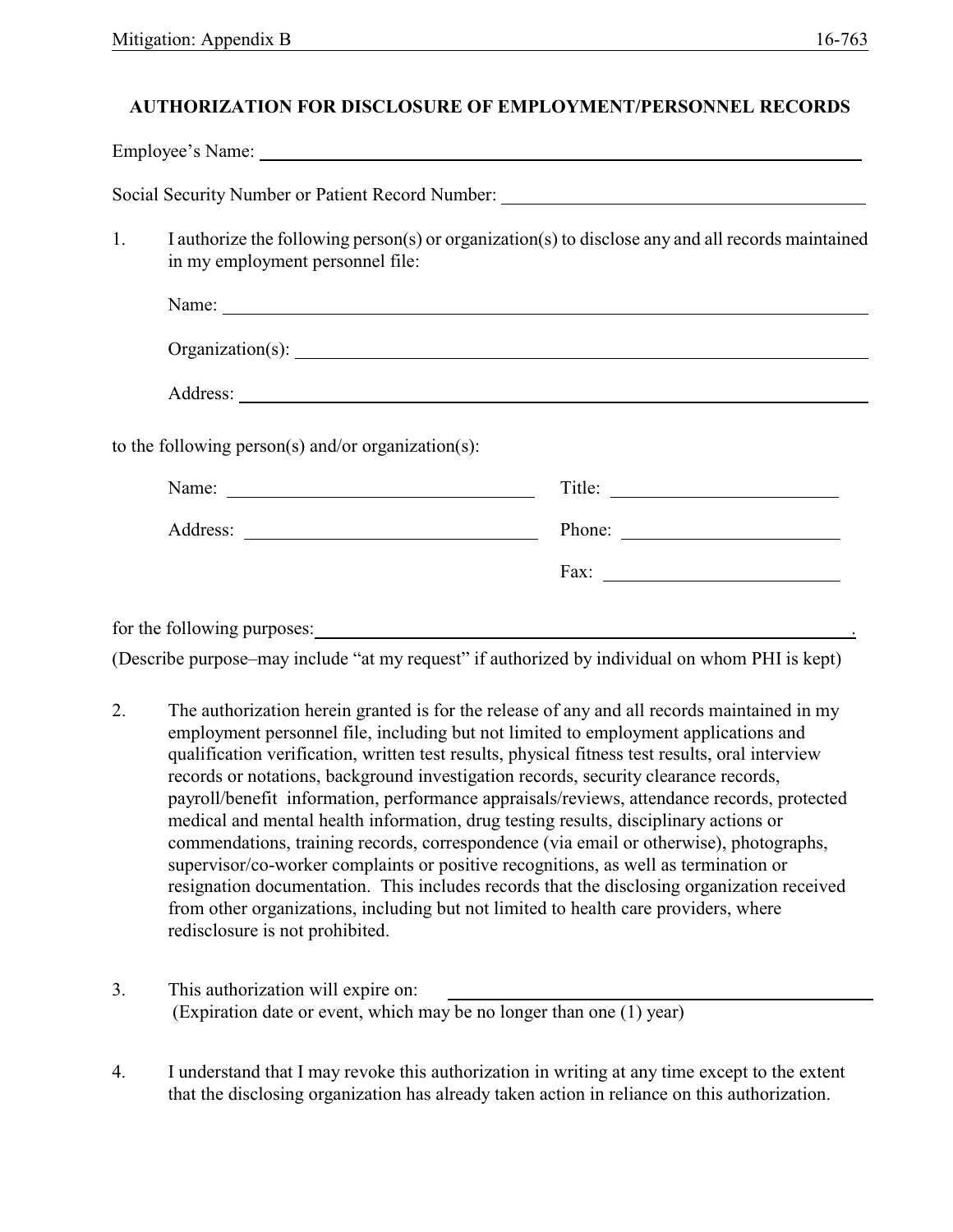## AUTHORIZATION FOR DISCLOSURE OF EMPLOYMENT/PERSONNEL RECORDS

Employee's Name: ______________________________________________

Social Security Number or Patient Record Number: ______________________________

1. I authorize the following person(s) or organization(s) to disclose any and all records maintained in my employment personnel file:

   Name: ______________________________________________

   Organization(s): ______________________________________________

   Address: ______________________________________________

to the following person(s) and/or organization(s):

   Name: ______________________ Title: ______________________

   Address: ______________________ Phone: ______________________

   Fax: ______________________

for the following purposes: ______________________________________________.
(Describe purpose–may include "at my request" if authorized by individual on whom PHI is kept)

2. The authorization herein granted is for the release of any and all records maintained in my employment personnel file, including but not limited to employment applications and qualification verification, written test results, physical fitness test results, oral interview records or notations, background investigation records, security clearance records, payroll/benefit information, performance appraisals/reviews, attendance records, protected medical and mental health information, drug testing results, disciplinary actions or commendations, training records, correspondence (via email or otherwise), photographs, supervisor/co-worker complaints or positive recognitions, as well as termination or resignation documentation. This includes records that the disclosing organization received from other organizations, including but not limited to health care providers, where redisclosure is not prohibited.

3. This authorization will expire on: ______________________________
   (Expiration date or event, which may be no longer than one (1) year)

4. I understand that I may revoke this authorization in writing at any time except to the extent that the disclosing organization has already taken action in reliance on this authorization.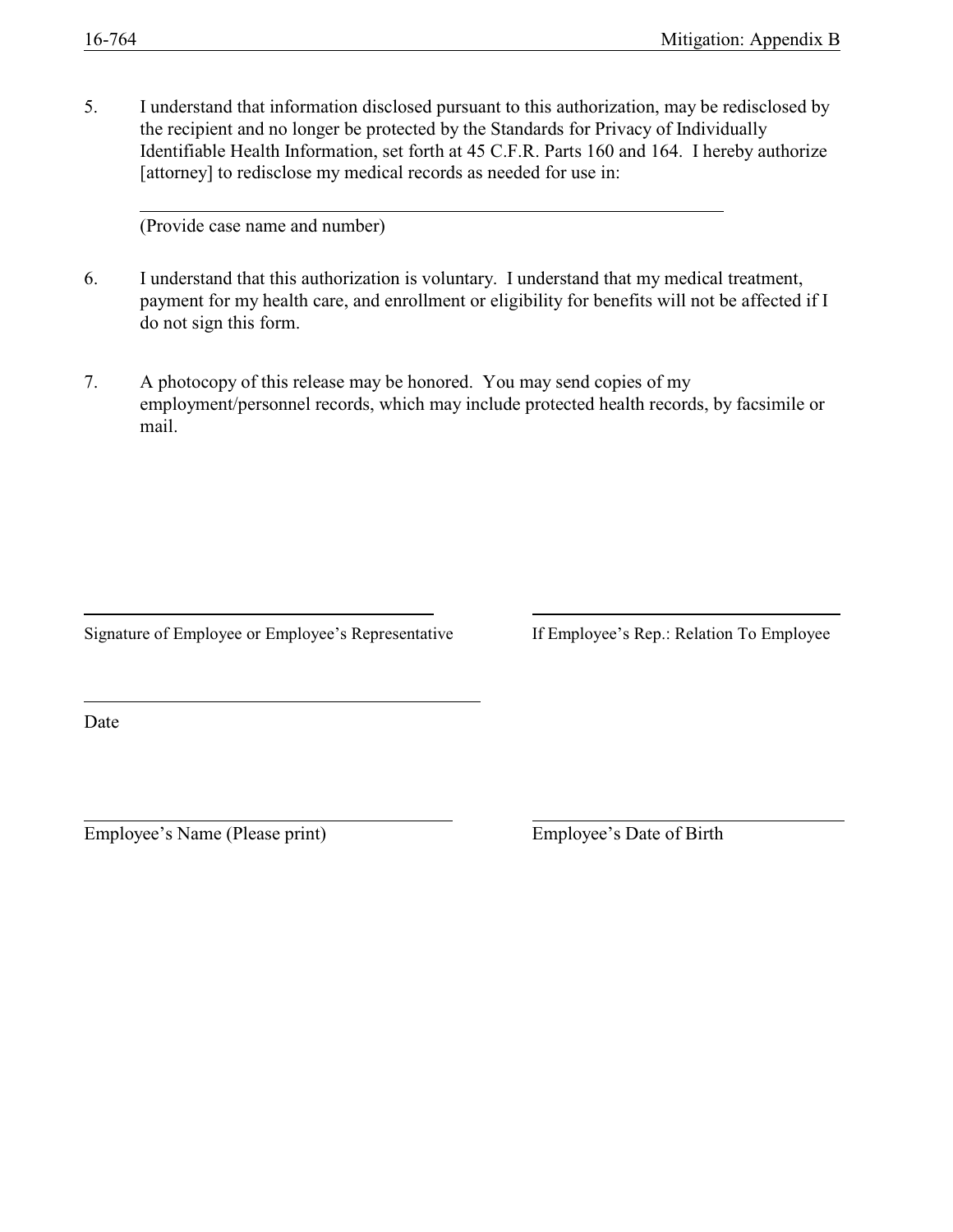5. I understand that information disclosed pursuant to this authorization, may be redisclosed by the recipient and no longer be protected by the Standards for Privacy of Individually Identifiable Health Information, set forth at 45 C.F.R. Parts 160 and 164. I hereby authorize [attorney] to redisclose my medical records as needed for use in:

   ______________________________________________________________
   (Provide case name and number)

6. I understand that this authorization is voluntary. I understand that my medical treatment, payment for my health care, and enrollment or eligibility for benefits will not be affected if I do not sign this form.

7. A photocopy of this release may be honored. You may send copies of my employment/personnel records, which may include protected health records, by facsimile or mail.

______________________________________ ______________________________________
Signature of Employee or Employee's Representative | If Employee's Rep.: Relation To Employee

______________________________________
Date

______________________________________ ______________________________________
Employee's Name (Please print) | Employee's Date of Birth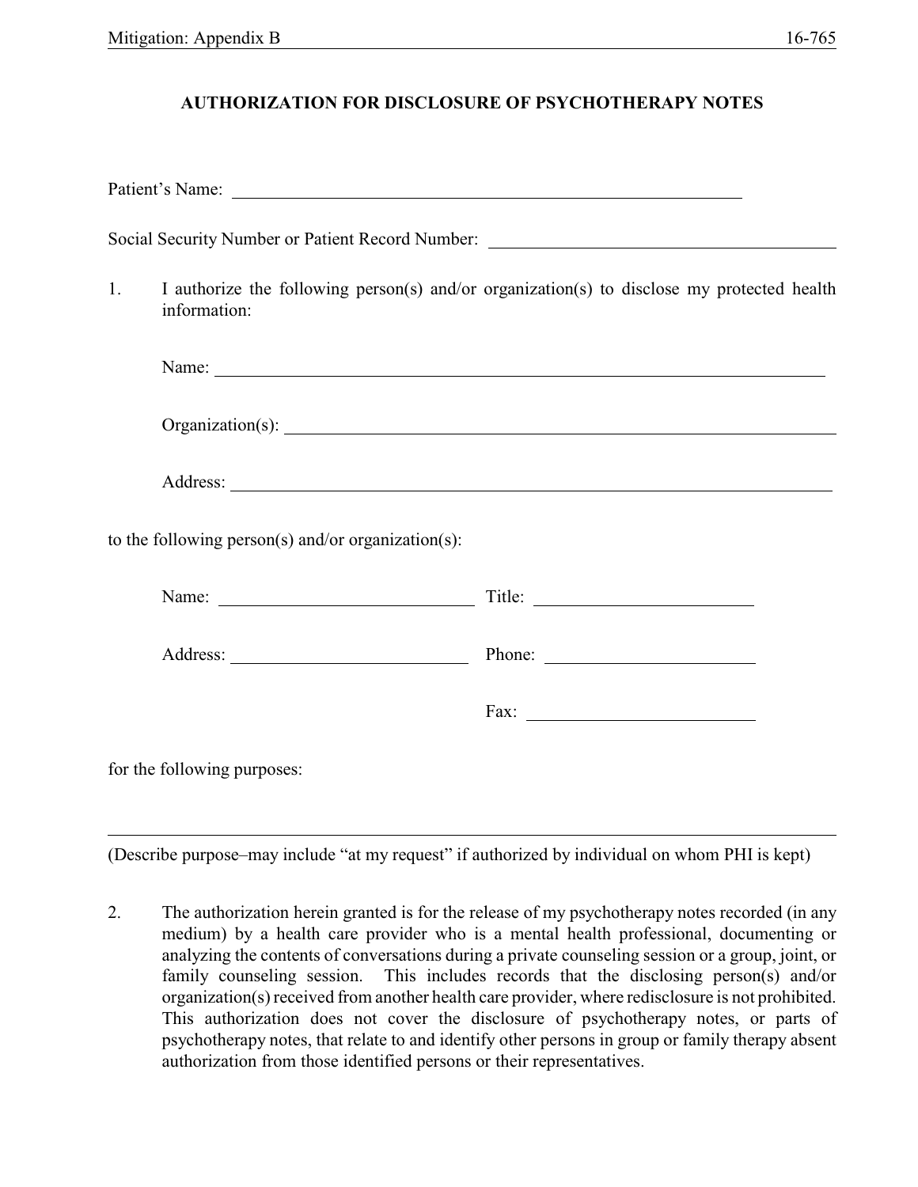# AUTHORIZATION FOR DISCLOSURE OF PSYCHOTHERAPY NOTES

Patient's Name: ______________________________________________

Social Security Number or Patient Record Number: ______________________________

1. I authorize the following person(s) and/or organization(s) to disclose my protected health information:

   Name: ______________________________________________

   Organization(s): ______________________________________________

   Address: ______________________________________________

to the following person(s) and/or organization(s):

   Name: ______________________ Title: ______________________

   Address: ______________________ Phone: ______________________

   Fax: ______________________

for the following purposes:

______________________________________________________________

(Describe purpose–may include "at my request" if authorized by individual on whom PHI is kept)

2. The authorization herein granted is for the release of my psychotherapy notes recorded (in any medium) by a health care provider who is a mental health professional, documenting or analyzing the contents of conversations during a private counseling session or a group, joint, or family counseling session. This includes records that the disclosing person(s) and/or organization(s) received from another health care provider, where redisclosure is not prohibited. This authorization does not cover the disclosure of psychotherapy notes, or parts of psychotherapy notes, that relate to and identify other persons in group or family therapy absent authorization from those identified persons or their representatives.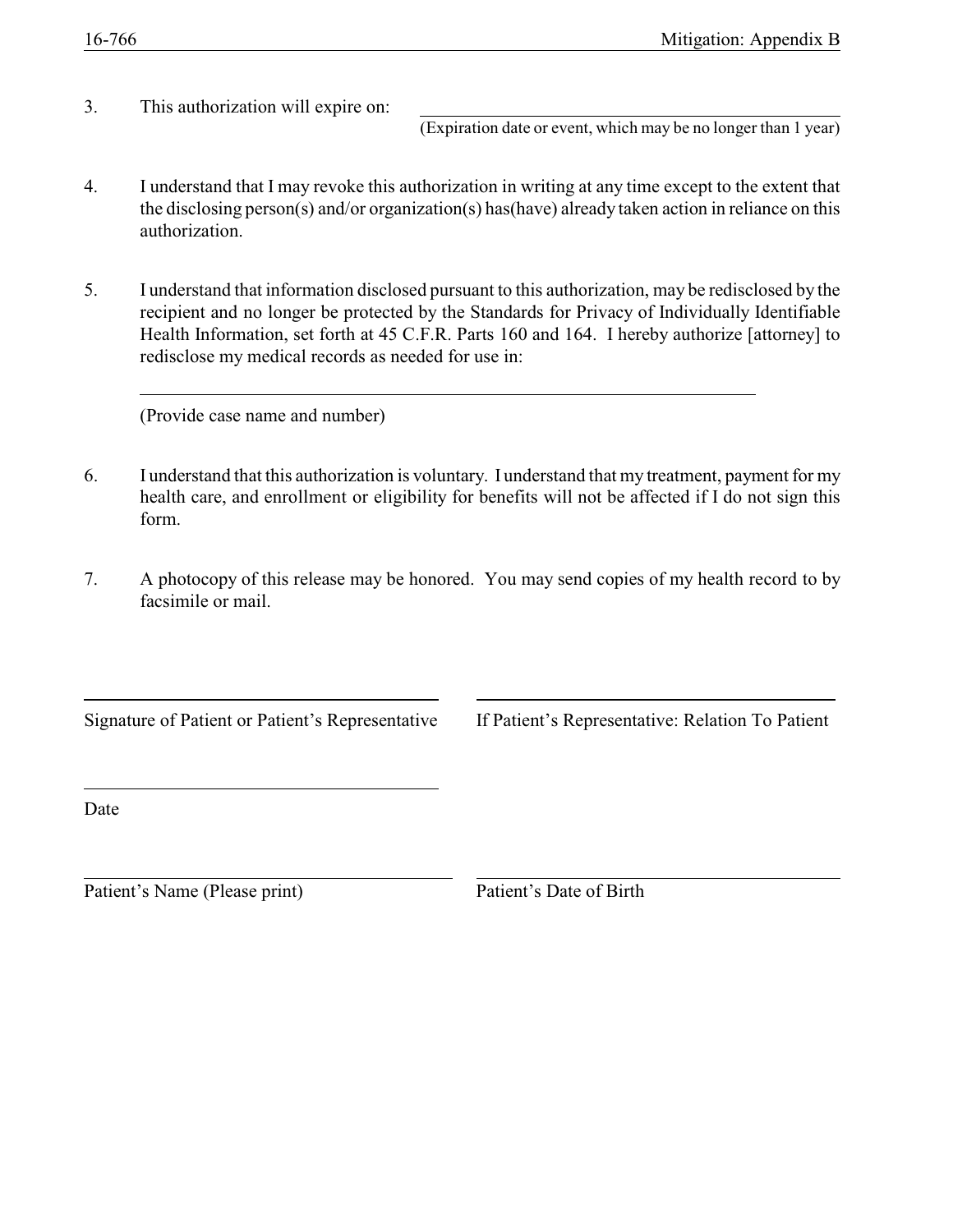3. This authorization will expire on: ______________________________
   (Expiration date or event, which may be no longer than 1 year)

4. I understand that I may revoke this authorization in writing at any time except to the extent that the disclosing person(s) and/or organization(s) has(have) already taken action in reliance on this authorization.

5. I understand that information disclosed pursuant to this authorization, may be redisclosed by the recipient and no longer be protected by the Standards for Privacy of Individually Identifiable Health Information, set forth at 45 C.F.R. Parts 160 and 164. I hereby authorize [attorney] to redisclose my medical records as needed for use in:

   ______________________________________________________________

   (Provide case name and number)

6. I understand that this authorization is voluntary. I understand that my treatment, payment for my health care, and enrollment or eligibility for benefits will not be affected if I do not sign this form.

7. A photocopy of this release may be honored. You may send copies of my health record to by facsimile or mail.

______________________________ ______________________________

Signature of Patient or Patient's Representative    If Patient's Representative: Relation To Patient

______________________________

Date

______________________________ ______________________________

Patient's Name (Please print)    Patient's Date of Birth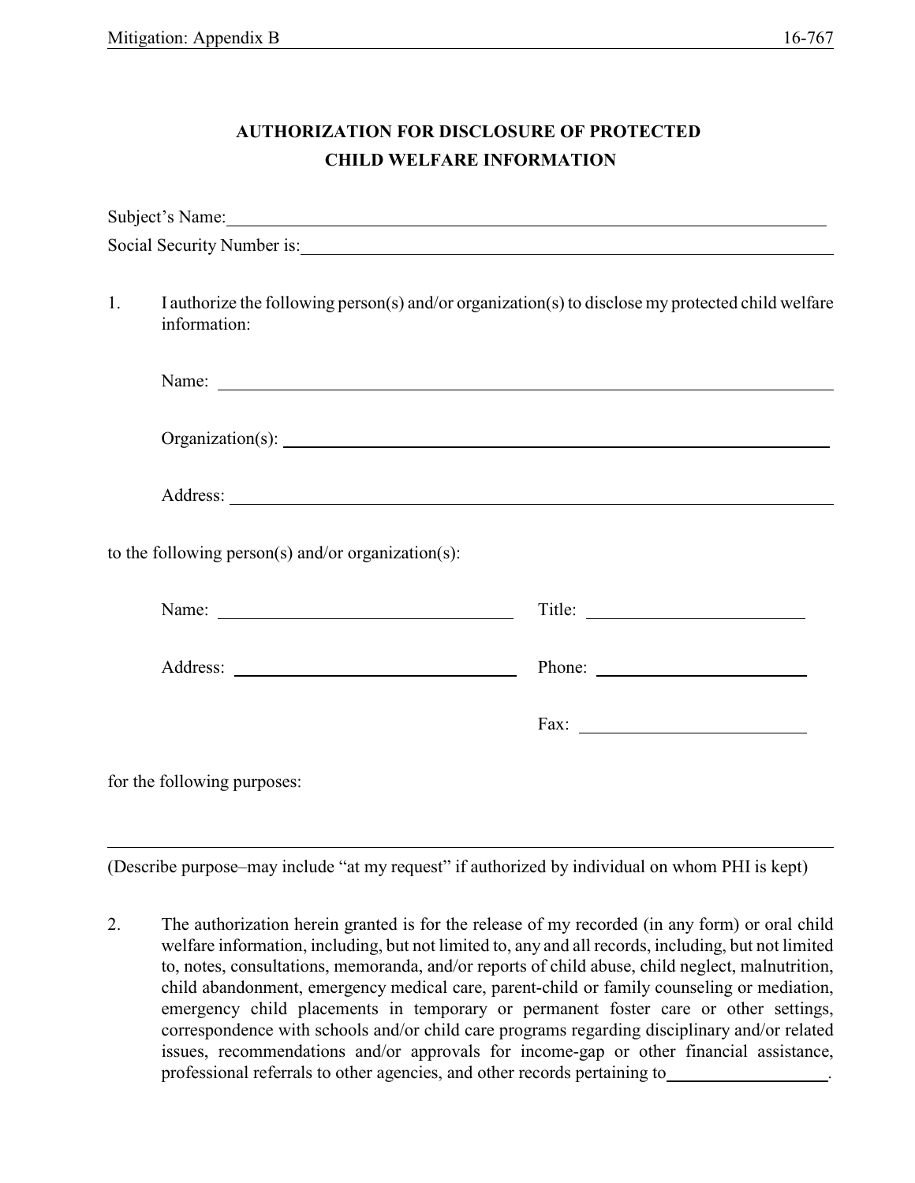# AUTHORIZATION FOR DISCLOSURE OF PROTECTED CHILD WELFARE INFORMATION

Subject's Name: ______________________________________________

Social Security Number is: ______________________________________________

1. I authorize the following person(s) and/or organization(s) to disclose my protected child welfare information:

   Name: ______________________________________________

   Organization(s): ______________________________________________

   Address: ______________________________________________

to the following person(s) and/or organization(s):

Name: ______________________ Title: ______________________

Address: ______________________ Phone: ______________________

Fax: ______________________

for the following purposes:

______________________________________________

(Describe purpose–may include "at my request" if authorized by individual on whom PHI is kept)

2. The authorization herein granted is for the release of my recorded (in any form) or oral child welfare information, including, but not limited to, any and all records, including, but not limited to, notes, consultations, memoranda, and/or reports of child abuse, child neglect, malnutrition, child abandonment, emergency medical care, parent-child or family counseling or mediation, emergency child placements in temporary or permanent foster care or other settings, correspondence with schools and/or child care programs regarding disciplinary and/or related issues, recommendations and/or approvals for income-gap or other financial assistance, professional referrals to other agencies, and other records pertaining to __________________.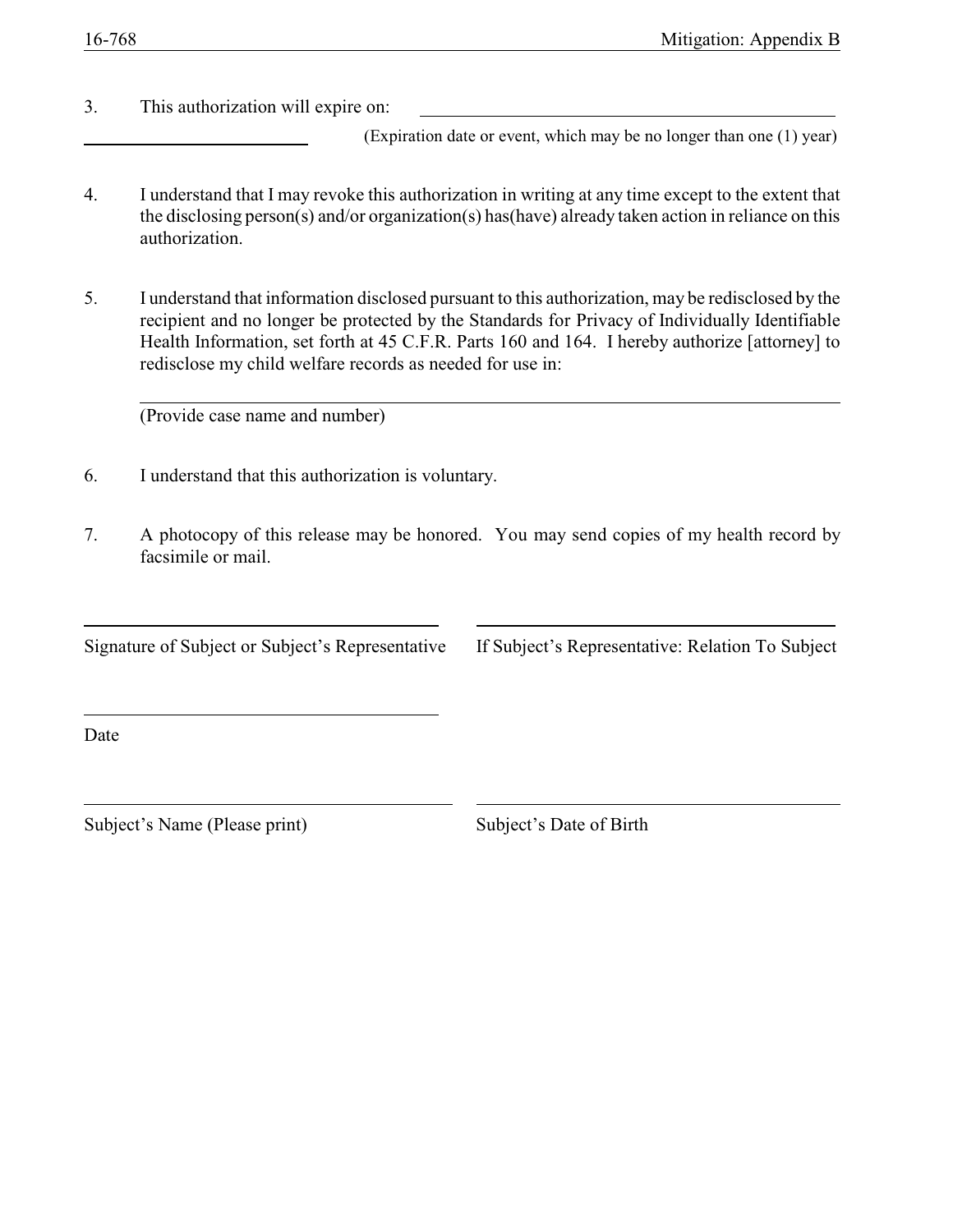3. This authorization will expire on: \_\_\_\_\_\_\_\_\_\_\_\_\_\_\_\_\_\_\_\_\_\_\_\_\_\_\_\_\_\_\_\_\_\_\_\_\_\_\_\_\_\_\_\_

\_\_\_\_\_\_\_\_\_\_\_\_\_\_\_\_\_\_\_\_\_\_\_\_\_\_ (Expiration date or event, which may be no longer than one (1) year)

4. I understand that I may revoke this authorization in writing at any time except to the extent that the disclosing person(s) and/or organization(s) has(have) already taken action in reliance on this authorization.

5. I understand that information disclosed pursuant to this authorization, may be redisclosed by the recipient and no longer be protected by the Standards for Privacy of Individually Identifiable Health Information, set forth at 45 C.F.R. Parts 160 and 164. I hereby authorize [attorney] to redisclose my child welfare records as needed for use in:

   \_\_\_\_\_\_\_\_\_\_\_\_\_\_\_\_\_\_\_\_\_\_\_\_\_\_\_\_\_\_\_\_\_\_\_\_\_\_\_\_\_\_\_\_\_\_\_\_\_\_\_\_\_\_\_\_\_\_\_\_\_\_\_\_\_\_\_\_\_\_
   (Provide case name and number)

6. I understand that this authorization is voluntary.

7. A photocopy of this release may be honored. You may send copies of my health record by facsimile or mail.

\_\_\_\_\_\_\_\_\_\_\_\_\_\_\_\_\_\_\_\_\_\_\_\_\_\_\_\_\_\_\_\_\_\_\_\_\_\_\_\_ \_\_\_\_\_\_\_\_\_\_\_\_\_\_\_\_\_\_\_\_\_\_\_\_\_\_\_\_\_\_\_\_\_\_\_\_\_\_\_\_
Signature of Subject or Subject's Representative  If Subject's Representative: Relation To Subject

\_\_\_\_\_\_\_\_\_\_\_\_\_\_\_\_\_\_\_\_\_\_\_\_\_\_\_\_\_\_\_\_\_\_\_\_\_\_\_\_
Date

\_\_\_\_\_\_\_\_\_\_\_\_\_\_\_\_\_\_\_\_\_\_\_\_\_\_\_\_\_\_\_\_\_\_\_\_\_\_\_\_ \_\_\_\_\_\_\_\_\_\_\_\_\_\_\_\_\_\_\_\_\_\_\_\_\_\_\_\_\_\_\_\_\_\_\_\_\_\_\_\_
Subject's Name (Please print)  Subject's Date of Birth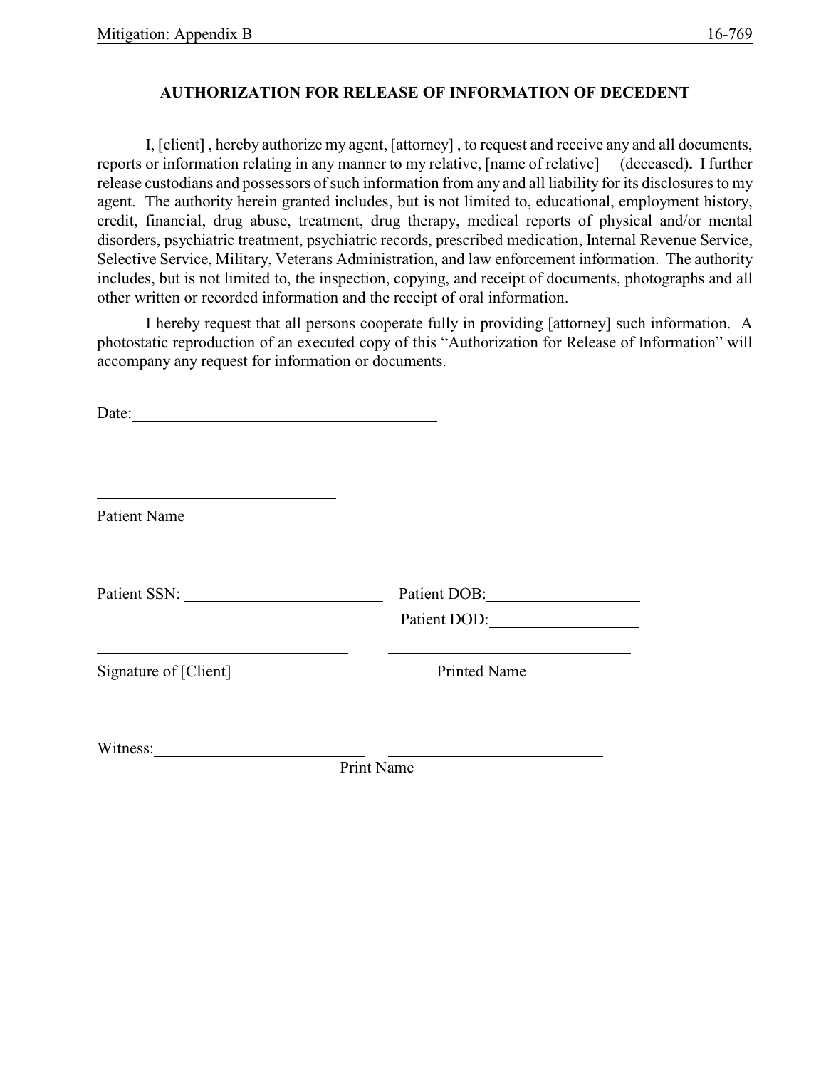## AUTHORIZATION FOR RELEASE OF INFORMATION OF DECEDENT

I, [client] , hereby authorize my agent, [attorney] , to request and receive any and all documents, reports or information relating in any manner to my relative, [name of relative] (deceased)**.** I further release custodians and possessors of such information from any and all liability for its disclosures to my agent. The authority herein granted includes, but is not limited to, educational, employment history, credit, financial, drug abuse, treatment, drug therapy, medical reports of physical and/or mental disorders, psychiatric treatment, psychiatric records, prescribed medication, Internal Revenue Service, Selective Service, Military, Veterans Administration, and law enforcement information. The authority includes, but is not limited to, the inspection, copying, and receipt of documents, photographs and all other written or recorded information and the receipt of oral information.

I hereby request that all persons cooperate fully in providing [attorney] such information. A photostatic reproduction of an executed copy of this "Authorization for Release of Information" will accompany any request for information or documents.

Date:______________________________

______________________________
Patient Name

Patient SSN: ______________________ Patient DOB:__________________

Patient DOD:__________________

______________________________ ______________________________
Signature of [Client] Printed Name

Witness:______________________ ______________________
Print Name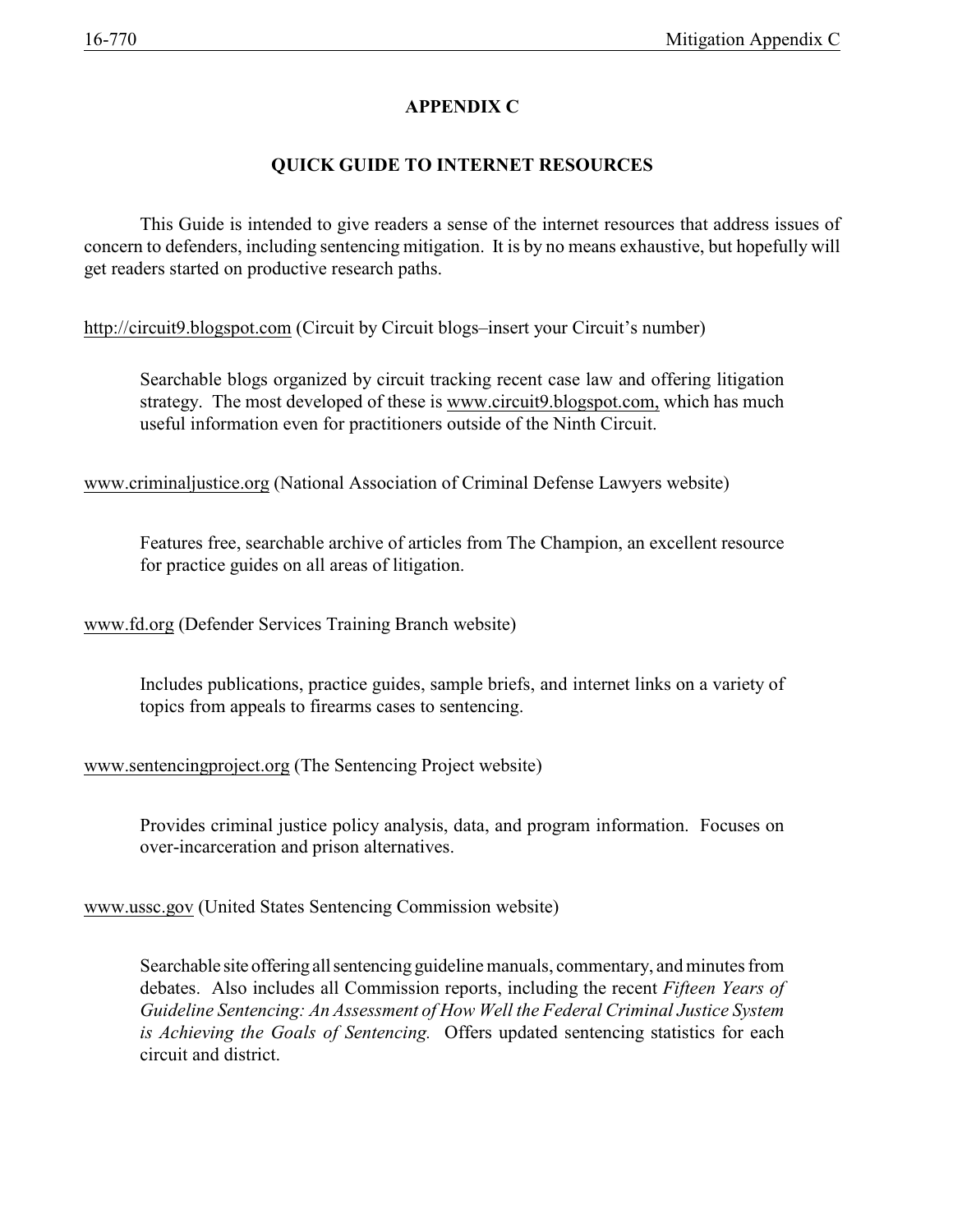# APPENDIX C

## QUICK GUIDE TO INTERNET RESOURCES

This Guide is intended to give readers a sense of the internet resources that address issues of concern to defenders, including sentencing mitigation. It is by no means exhaustive, but hopefully will get readers started on productive research paths.

http://circuit9.blogspot.com (Circuit by Circuit blogs–insert your Circuit's number)

> Searchable blogs organized by circuit tracking recent case law and offering litigation strategy. The most developed of these is www.circuit9.blogspot.com, which has much useful information even for practitioners outside of the Ninth Circuit.

www.criminaljustice.org (National Association of Criminal Defense Lawyers website)

> Features free, searchable archive of articles from The Champion, an excellent resource for practice guides on all areas of litigation.

www.fd.org (Defender Services Training Branch website)

> Includes publications, practice guides, sample briefs, and internet links on a variety of topics from appeals to firearms cases to sentencing.

www.sentencingproject.org (The Sentencing Project website)

> Provides criminal justice policy analysis, data, and program information. Focuses on over-incarceration and prison alternatives.

www.ussc.gov (United States Sentencing Commission website)

> Searchable site offering all sentencing guideline manuals, commentary, and minutes from debates. Also includes all Commission reports, including the recent *Fifteen Years of Guideline Sentencing: An Assessment of How Well the Federal Criminal Justice System is Achieving the Goals of Sentencing.* Offers updated sentencing statistics for each circuit and district.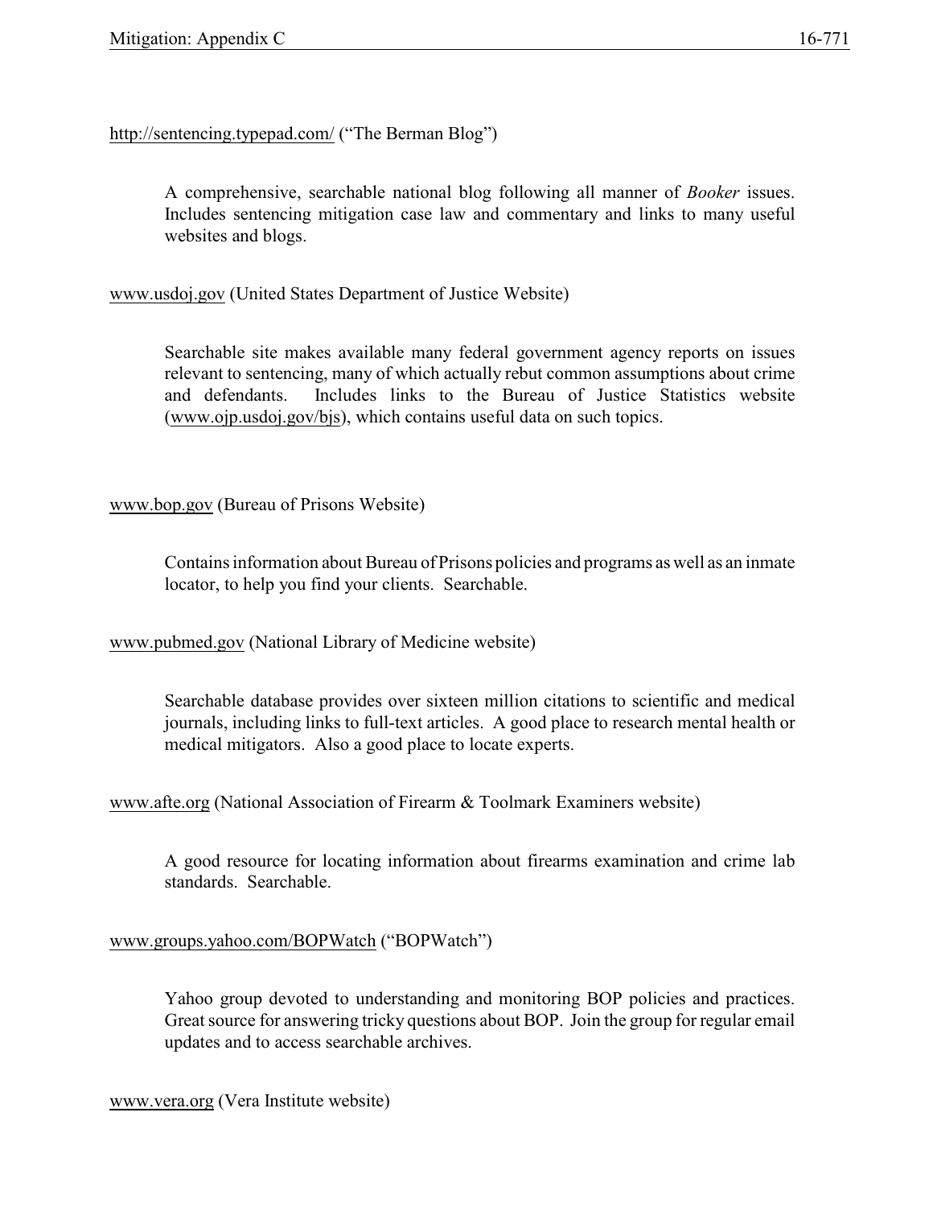http://sentencing.typepad.com/ ("The Berman Blog")

A comprehensive, searchable national blog following all manner of *Booker* issues. Includes sentencing mitigation case law and commentary and links to many useful websites and blogs.

www.usdoj.gov (United States Department of Justice Website)

Searchable site makes available many federal government agency reports on issues relevant to sentencing, many of which actually rebut common assumptions about crime and defendants. Includes links to the Bureau of Justice Statistics website (www.ojp.usdoj.gov/bjs), which contains useful data on such topics.

www.bop.gov (Bureau of Prisons Website)

Contains information about Bureau of Prisons policies and programs as well as an inmate locator, to help you find your clients. Searchable.

www.pubmed.gov (National Library of Medicine website)

Searchable database provides over sixteen million citations to scientific and medical journals, including links to full-text articles. A good place to research mental health or medical mitigators. Also a good place to locate experts.

www.afte.org (National Association of Firearm & Toolmark Examiners website)

A good resource for locating information about firearms examination and crime lab standards. Searchable.

www.groups.yahoo.com/BOPWatch ("BOPWatch")

Yahoo group devoted to understanding and monitoring BOP policies and practices. Great source for answering tricky questions about BOP. Join the group for regular email updates and to access searchable archives.

www.vera.org (Vera Institute website)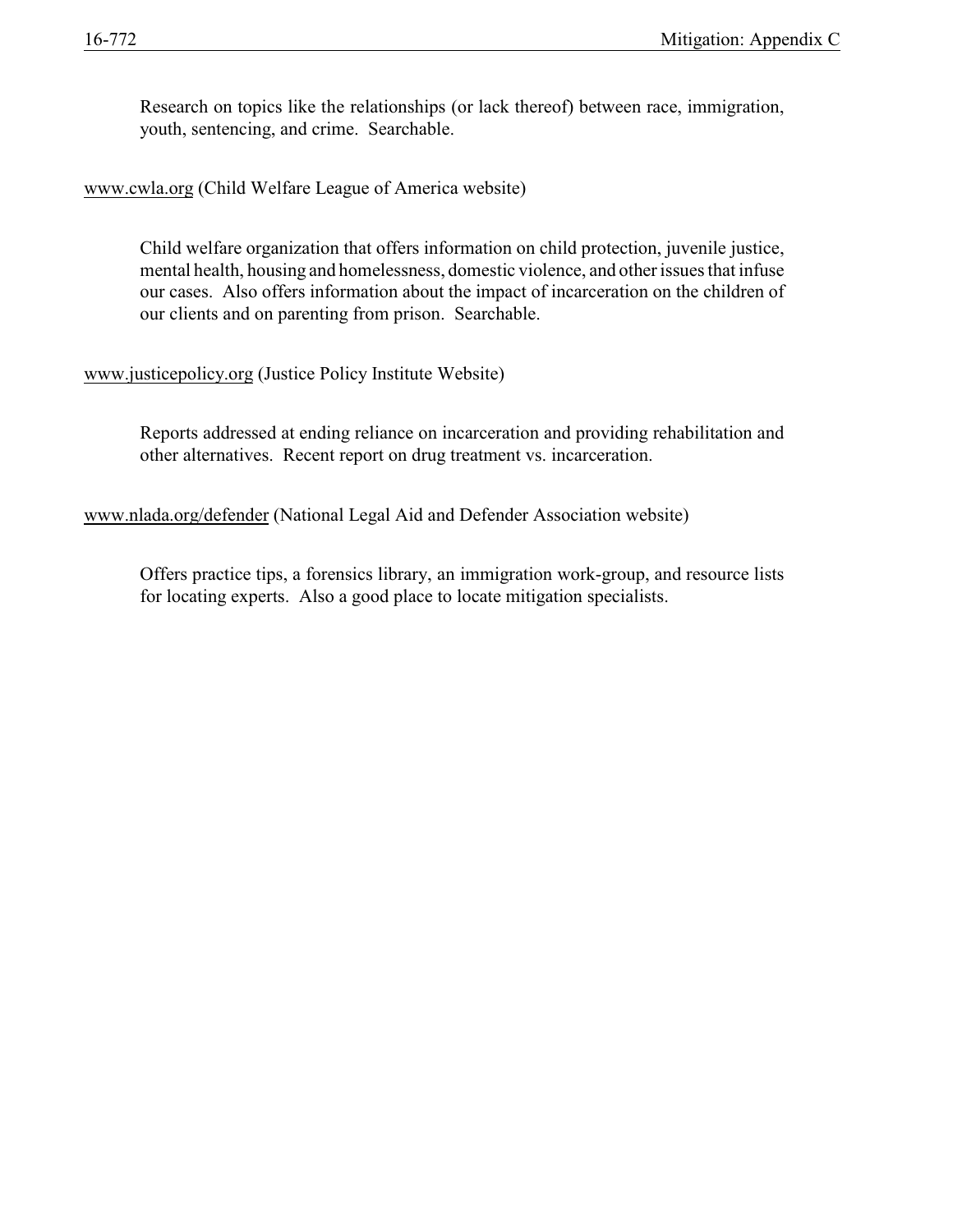Research on topics like the relationships (or lack thereof) between race, immigration, youth, sentencing, and crime. Searchable.

www.cwla.org (Child Welfare League of America website)

Child welfare organization that offers information on child protection, juvenile justice, mental health, housing and homelessness, domestic violence, and other issues that infuse our cases. Also offers information about the impact of incarceration on the children of our clients and on parenting from prison. Searchable.

www.justicepolicy.org (Justice Policy Institute Website)

Reports addressed at ending reliance on incarceration and providing rehabilitation and other alternatives. Recent report on drug treatment vs. incarceration.

www.nlada.org/defender (National Legal Aid and Defender Association website)

Offers practice tips, a forensics library, an immigration work-group, and resource lists for locating experts. Also a good place to locate mitigation specialists.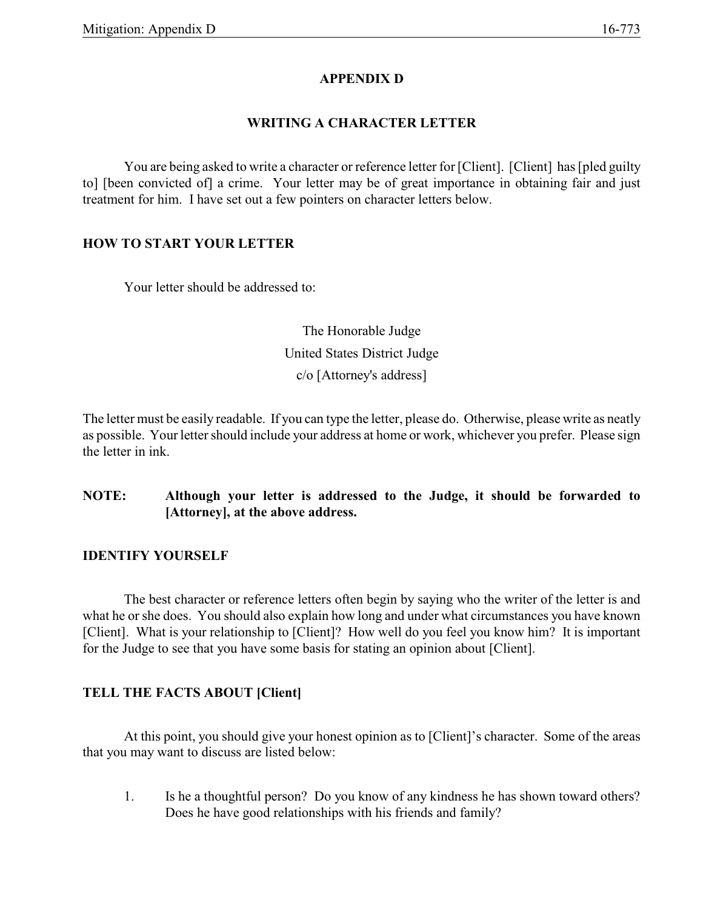# APPENDIX D

## WRITING A CHARACTER LETTER

You are being asked to write a character or reference letter for [Client]. [Client] has [pled guilty to] [been convicted of] a crime. Your letter may be of great importance in obtaining fair and just treatment for him. I have set out a few pointers on character letters below.

### HOW TO START YOUR LETTER

Your letter should be addressed to:

The Honorable Judge
United States District Judge
c/o [Attorney's address]

The letter must be easily readable. If you can type the letter, please do. Otherwise, please write as neatly as possible. Your letter should include your address at home or work, whichever you prefer. Please sign the letter in ink.

**NOTE: Although your letter is addressed to the Judge, it should be forwarded to [Attorney], at the above address.**

### IDENTIFY YOURSELF

The best character or reference letters often begin by saying who the writer of the letter is and what he or she does. You should also explain how long and under what circumstances you have known [Client]. What is your relationship to [Client]? How well do you feel you know him? It is important for the Judge to see that you have some basis for stating an opinion about [Client].

### TELL THE FACTS ABOUT [Client]

At this point, you should give your honest opinion as to [Client]'s character. Some of the areas that you may want to discuss are listed below:

1. Is he a thoughtful person? Do you know of any kindness he has shown toward others? Does he have good relationships with his friends and family?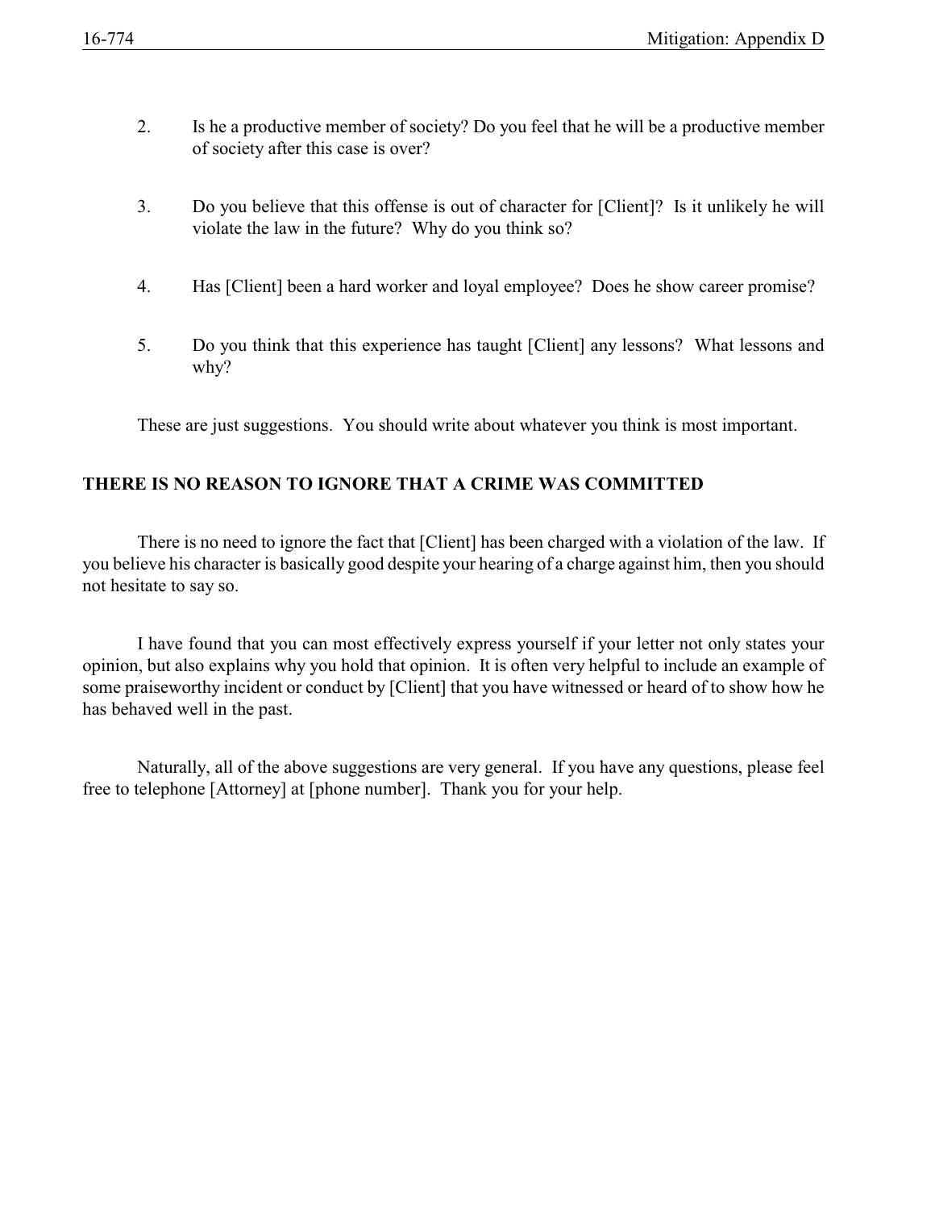2. Is he a productive member of society? Do you feel that he will be a productive member of society after this case is over?

3. Do you believe that this offense is out of character for [Client]? Is it unlikely he will violate the law in the future? Why do you think so?

4. Has [Client] been a hard worker and loyal employee? Does he show career promise?

5. Do you think that this experience has taught [Client] any lessons? What lessons and why?

These are just suggestions. You should write about whatever you think is most important.

**THERE IS NO REASON TO IGNORE THAT A CRIME WAS COMMITTED**

There is no need to ignore the fact that [Client] has been charged with a violation of the law. If you believe his character is basically good despite your hearing of a charge against him, then you should not hesitate to say so.

I have found that you can most effectively express yourself if your letter not only states your opinion, but also explains why you hold that opinion. It is often very helpful to include an example of some praiseworthy incident or conduct by [Client] that you have witnessed or heard of to show how he has behaved well in the past.

Naturally, all of the above suggestions are very general. If you have any questions, please feel free to telephone [Attorney] at [phone number]. Thank you for your help.